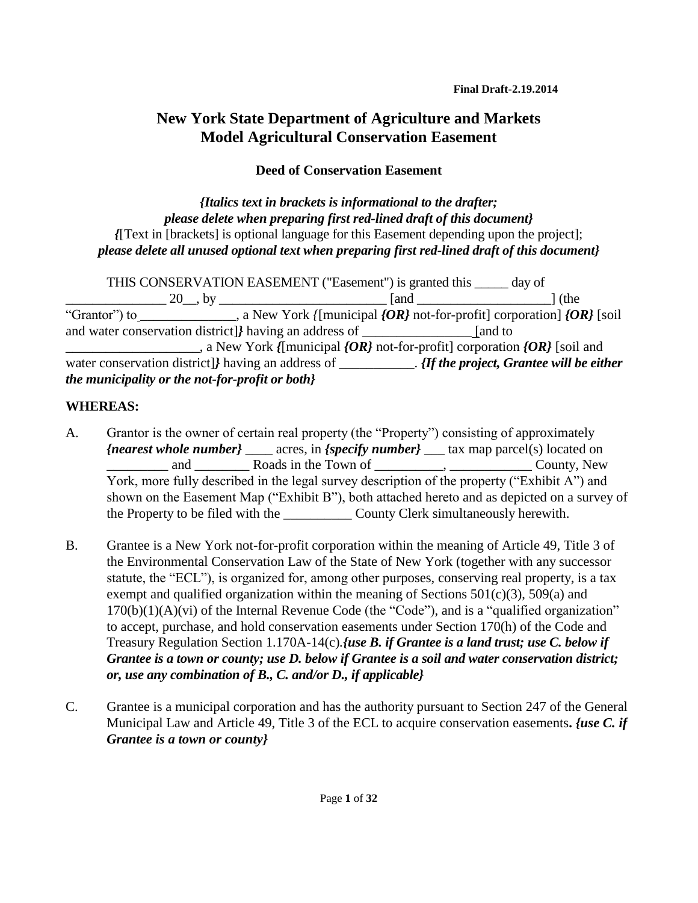**Final Draft-2.19.2014**

# New York State Department of Agriculture and Markets
# Model Agricultural Conservation Easement

## Deed of Conservation Easement

***{Italics text in brackets is informational to the drafter;***
***please delete when preparing first red-lined draft of this document}***
***{***[Text in [brackets] is optional language for this Easement depending upon the project];
***please delete all unused optional text when preparing first red-lined draft of this document}***

THIS CONSERVATION EASEMENT ("Easement") is granted this _____ day of _______________ 20__, by _________________________ [and ____________________] (the "Grantor") to______________, a New York *{*[municipal ***{OR}*** not-for-profit] corporation] ***{OR}*** [soil and water conservation district]***}*** having an address of ________________ [and to ____________________, a New York ***{***[municipal ***{OR}*** not-for-profit] corporation ***{OR}*** [soil and water conservation district]***}*** having an address of ___________. ***{If the project, Grantee will be either the municipality or the not-for-profit or both}***

**WHEREAS:**

A. Grantor is the owner of certain real property (the "Property") consisting of approximately ***{nearest whole number}*** ____ acres, in ***{specify number}*** ___ tax map parcel(s) located on _________ and ________ Roads in the Town of __________, ____________ County, New York, more fully described in the legal survey description of the property ("Exhibit A") and shown on the Easement Map ("Exhibit B"), both attached hereto and as depicted on a survey of the Property to be filed with the __________ County Clerk simultaneously herewith.

B. Grantee is a New York not-for-profit corporation within the meaning of Article 49, Title 3 of the Environmental Conservation Law of the State of New York (together with any successor statute, the "ECL"), is organized for, among other purposes, conserving real property, is a tax exempt and qualified organization within the meaning of Sections 501(c)(3), 509(a) and 170(b)(1)(A)(vi) of the Internal Revenue Code (the "Code"), and is a "qualified organization" to accept, purchase, and hold conservation easements under Section 170(h) of the Code and Treasury Regulation Section 1.170A-14(c).***{use B. if Grantee is a land trust; use C. below if Grantee is a town or county; use D. below if Grantee is a soil and water conservation district; or, use any combination of B., C. and/or D., if applicable}***

C. Grantee is a municipal corporation and has the authority pursuant to Section 247 of the General Municipal Law and Article 49, Title 3 of the ECL to acquire conservation easements**.** ***{use C. if Grantee is a town or county}***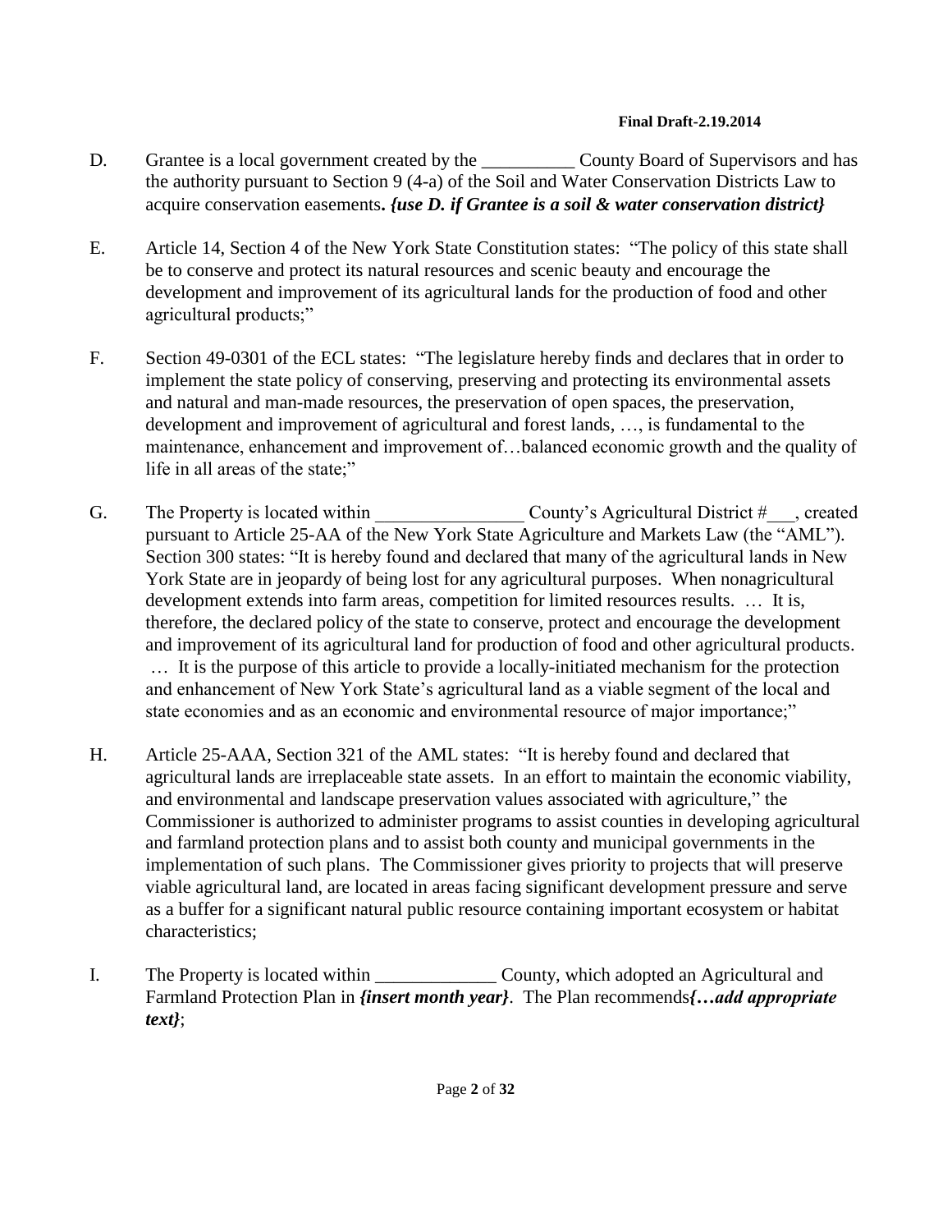D. Grantee is a local government created by the __________ County Board of Supervisors and has the authority pursuant to Section 9 (4-a) of the Soil and Water Conservation Districts Law to acquire conservation easements**.** ***{use D. if Grantee is a soil & water conservation district}***

E. Article 14, Section 4 of the New York State Constitution states: "The policy of this state shall be to conserve and protect its natural resources and scenic beauty and encourage the development and improvement of its agricultural lands for the production of food and other agricultural products;"

F. Section 49-0301 of the ECL states: "The legislature hereby finds and declares that in order to implement the state policy of conserving, preserving and protecting its environmental assets and natural and man-made resources, the preservation of open spaces, the preservation, development and improvement of agricultural and forest lands, …, is fundamental to the maintenance, enhancement and improvement of…balanced economic growth and the quality of life in all areas of the state;"

G. The Property is located within ________________ County's Agricultural District #___, created pursuant to Article 25-AA of the New York State Agriculture and Markets Law (the "AML"). Section 300 states: "It is hereby found and declared that many of the agricultural lands in New York State are in jeopardy of being lost for any agricultural purposes. When nonagricultural development extends into farm areas, competition for limited resources results. … It is, therefore, the declared policy of the state to conserve, protect and encourage the development and improvement of its agricultural land for production of food and other agricultural products. … It is the purpose of this article to provide a locally-initiated mechanism for the protection and enhancement of New York State's agricultural land as a viable segment of the local and state economies and as an economic and environmental resource of major importance;"

H. Article 25-AAA, Section 321 of the AML states: "It is hereby found and declared that agricultural lands are irreplaceable state assets. In an effort to maintain the economic viability, and environmental and landscape preservation values associated with agriculture," the Commissioner is authorized to administer programs to assist counties in developing agricultural and farmland protection plans and to assist both county and municipal governments in the implementation of such plans. The Commissioner gives priority to projects that will preserve viable agricultural land, are located in areas facing significant development pressure and serve as a buffer for a significant natural public resource containing important ecosystem or habitat characteristics;

I. The Property is located within _____________ County, which adopted an Agricultural and Farmland Protection Plan in ***{insert month year}***. The Plan recommends***{…add appropriate text}***;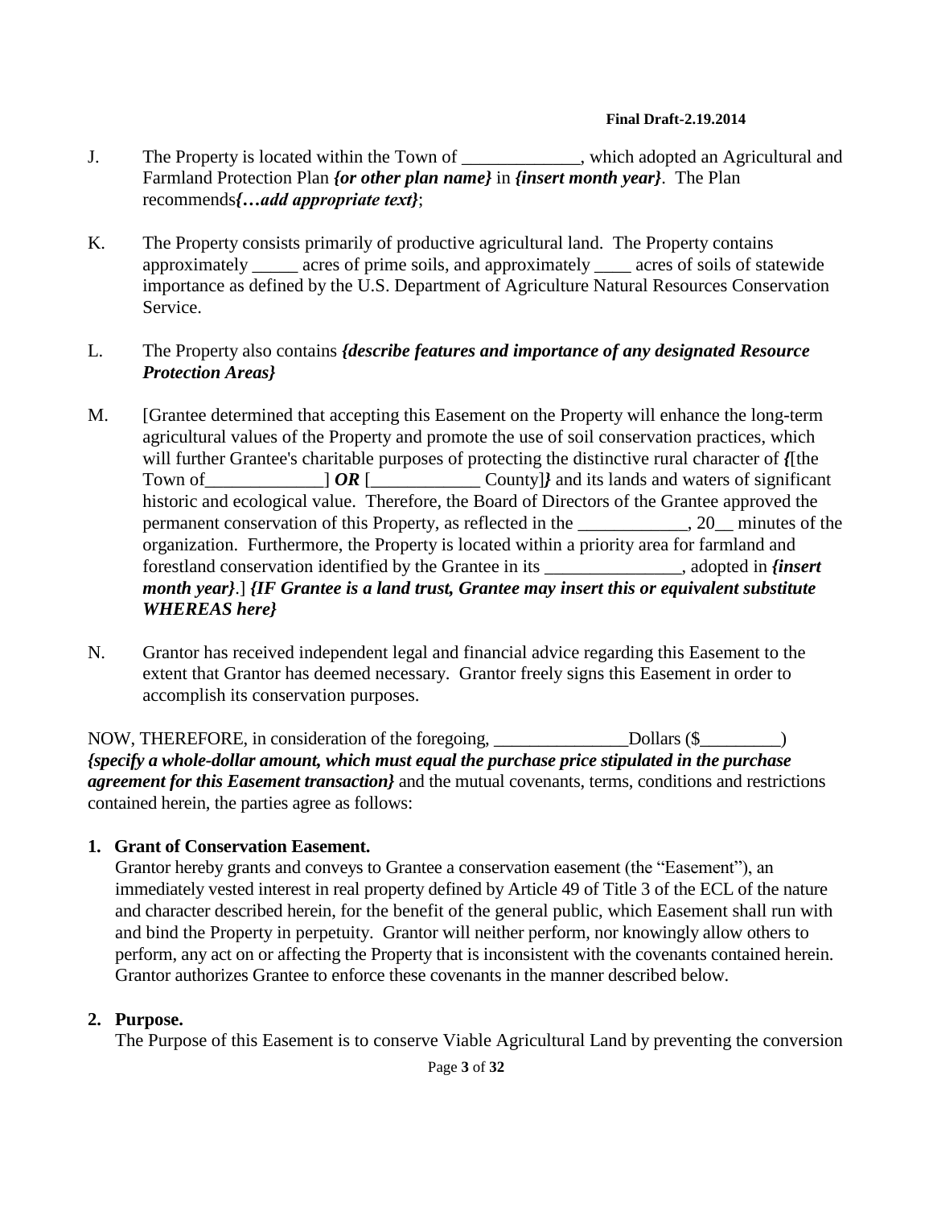J. The Property is located within the Town of _____________, which adopted an Agricultural and Farmland Protection Plan ***{or other plan name}*** in ***{insert month year}***. The Plan recommends***{…add appropriate text}***;

K. The Property consists primarily of productive agricultural land. The Property contains approximately _____ acres of prime soils, and approximately ____ acres of soils of statewide importance as defined by the U.S. Department of Agriculture Natural Resources Conservation Service.

L. The Property also contains ***{describe features and importance of any designated Resource Protection Areas}***

M. [Grantee determined that accepting this Easement on the Property will enhance the long-term agricultural values of the Property and promote the use of soil conservation practices, which will further Grantee's charitable purposes of protecting the distinctive rural character of ***{***[the Town of_____________] ***OR*** [____________ County]***}*** and its lands and waters of significant historic and ecological value. Therefore, the Board of Directors of the Grantee approved the permanent conservation of this Property, as reflected in the ____________, 20__ minutes of the organization. Furthermore, the Property is located within a priority area for farmland and forestland conservation identified by the Grantee in its _______________, adopted in ***{insert month year}***.] ***{IF Grantee is a land trust, Grantee may insert this or equivalent substitute WHEREAS here}***

N. Grantor has received independent legal and financial advice regarding this Easement to the extent that Grantor has deemed necessary. Grantor freely signs this Easement in order to accomplish its conservation purposes.

NOW, THEREFORE, in consideration of the foregoing, _______________Dollars ($_________) ***{specify a whole-dollar amount, which must equal the purchase price stipulated in the purchase agreement for this Easement transaction}*** and the mutual covenants, terms, conditions and restrictions contained herein, the parties agree as follows:

**1. Grant of Conservation Easement.**
Grantor hereby grants and conveys to Grantee a conservation easement (the "Easement"), an immediately vested interest in real property defined by Article 49 of Title 3 of the ECL of the nature and character described herein, for the benefit of the general public, which Easement shall run with and bind the Property in perpetuity. Grantor will neither perform, nor knowingly allow others to perform, any act on or affecting the Property that is inconsistent with the covenants contained herein. Grantor authorizes Grantee to enforce these covenants in the manner described below.

**2. Purpose.**
The Purpose of this Easement is to conserve Viable Agricultural Land by preventing the conversion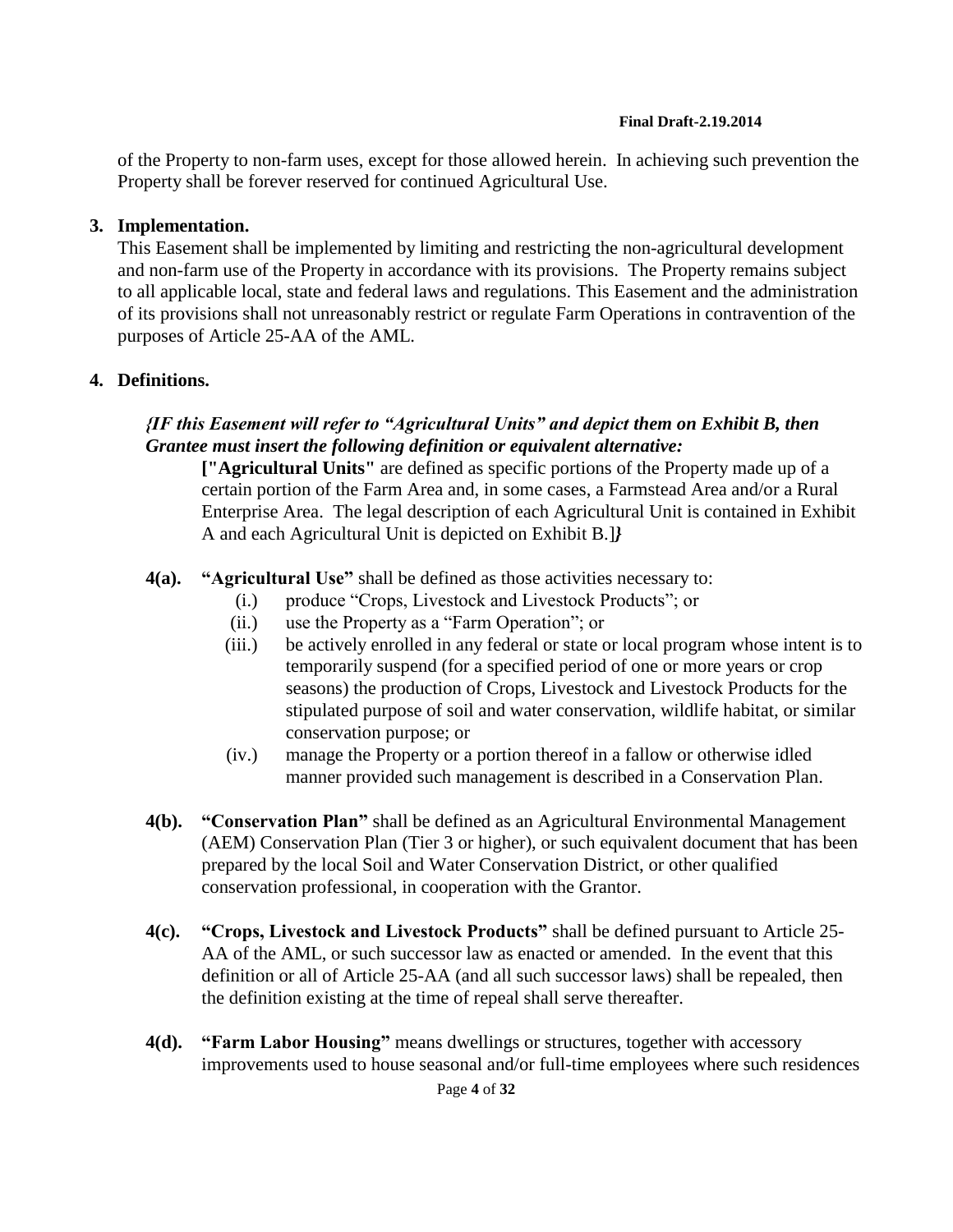of the Property to non-farm uses, except for those allowed herein. In achieving such prevention the Property shall be forever reserved for continued Agricultural Use.

**3. Implementation.**

This Easement shall be implemented by limiting and restricting the non-agricultural development and non-farm use of the Property in accordance with its provisions. The Property remains subject to all applicable local, state and federal laws and regulations. This Easement and the administration of its provisions shall not unreasonably restrict or regulate Farm Operations in contravention of the purposes of Article 25-AA of the AML.

**4. Definitions.**

***{IF this Easement will refer to "Agricultural Units" and depict them on Exhibit B, then Grantee must insert the following definition or equivalent alternative:***

> **["Agricultural Units"** are defined as specific portions of the Property made up of a certain portion of the Farm Area and, in some cases, a Farmstead Area and/or a Rural Enterprise Area. The legal description of each Agricultural Unit is contained in Exhibit A and each Agricultural Unit is depicted on Exhibit B.]***}***

**4(a). "Agricultural Use"** shall be defined as those activities necessary to:

- (i.) produce "Crops, Livestock and Livestock Products"; or
- (ii.) use the Property as a "Farm Operation"; or
- (iii.) be actively enrolled in any federal or state or local program whose intent is to temporarily suspend (for a specified period of one or more years or crop seasons) the production of Crops, Livestock and Livestock Products for the stipulated purpose of soil and water conservation, wildlife habitat, or similar conservation purpose; or
- (iv.) manage the Property or a portion thereof in a fallow or otherwise idled manner provided such management is described in a Conservation Plan.

**4(b). "Conservation Plan"** shall be defined as an Agricultural Environmental Management (AEM) Conservation Plan (Tier 3 or higher), or such equivalent document that has been prepared by the local Soil and Water Conservation District, or other qualified conservation professional, in cooperation with the Grantor.

**4(c). "Crops, Livestock and Livestock Products"** shall be defined pursuant to Article 25-AA of the AML, or such successor law as enacted or amended. In the event that this definition or all of Article 25-AA (and all such successor laws) shall be repealed, then the definition existing at the time of repeal shall serve thereafter.

**4(d). "Farm Labor Housing"** means dwellings or structures, together with accessory improvements used to house seasonal and/or full-time employees where such residences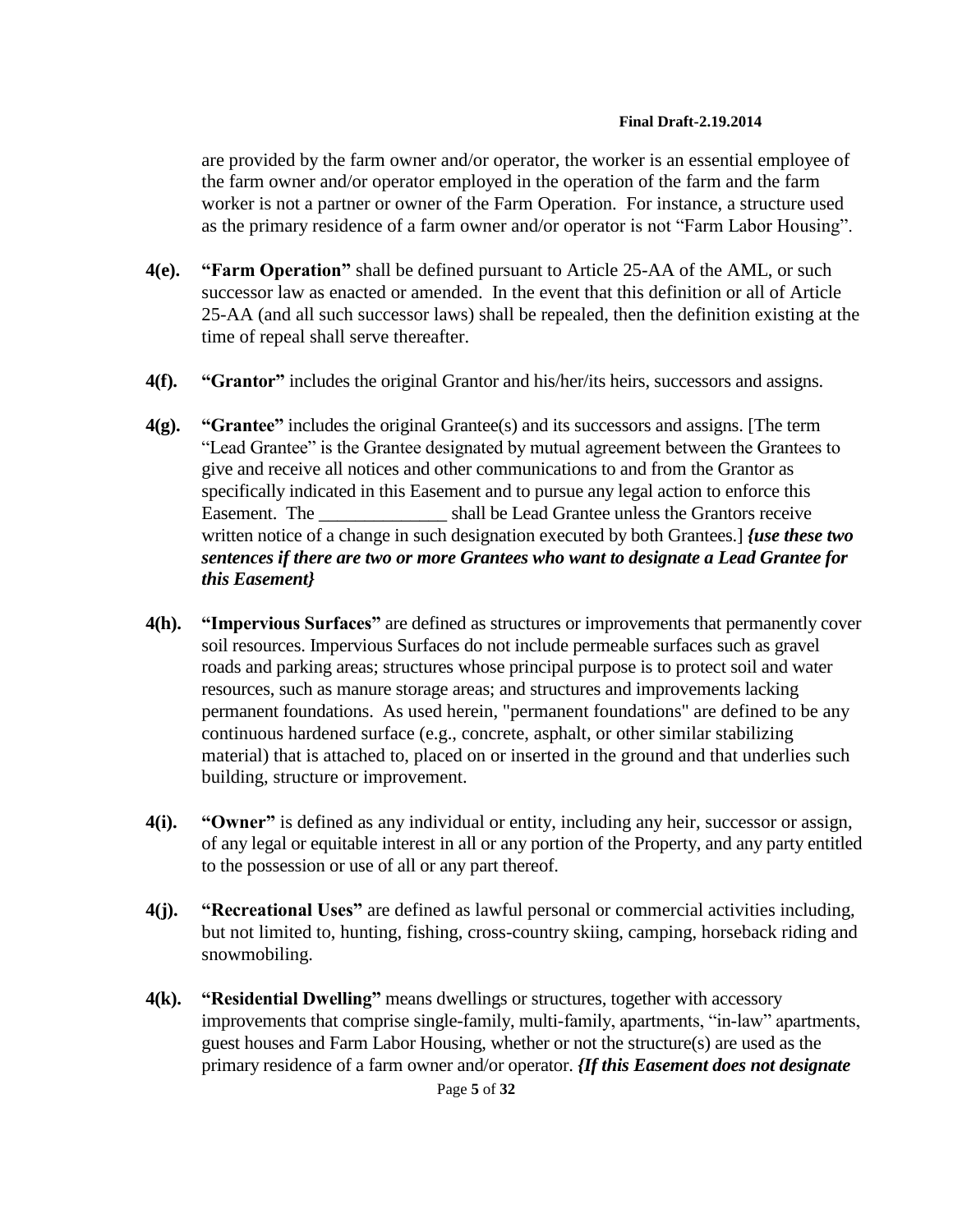are provided by the farm owner and/or operator, the worker is an essential employee of the farm owner and/or operator employed in the operation of the farm and the farm worker is not a partner or owner of the Farm Operation. For instance, a structure used as the primary residence of a farm owner and/or operator is not "Farm Labor Housing".

**4(e).** **"Farm Operation"** shall be defined pursuant to Article 25-AA of the AML, or such successor law as enacted or amended. In the event that this definition or all of Article 25-AA (and all such successor laws) shall be repealed, then the definition existing at the time of repeal shall serve thereafter.

**4(f).** **"Grantor"** includes the original Grantor and his/her/its heirs, successors and assigns.

**4(g).** **"Grantee"** includes the original Grantee(s) and its successors and assigns. [The term "Lead Grantee" is the Grantee designated by mutual agreement between the Grantees to give and receive all notices and other communications to and from the Grantor as specifically indicated in this Easement and to pursue any legal action to enforce this Easement. The ______________ shall be Lead Grantee unless the Grantors receive written notice of a change in such designation executed by both Grantees.] ***{use these two sentences if there are two or more Grantees who want to designate a Lead Grantee for this Easement}***

**4(h).** **"Impervious Surfaces"** are defined as structures or improvements that permanently cover soil resources. Impervious Surfaces do not include permeable surfaces such as gravel roads and parking areas; structures whose principal purpose is to protect soil and water resources, such as manure storage areas; and structures and improvements lacking permanent foundations. As used herein, "permanent foundations" are defined to be any continuous hardened surface (e.g., concrete, asphalt, or other similar stabilizing material) that is attached to, placed on or inserted in the ground and that underlies such building, structure or improvement.

**4(i).** **"Owner"** is defined as any individual or entity, including any heir, successor or assign, of any legal or equitable interest in all or any portion of the Property, and any party entitled to the possession or use of all or any part thereof.

**4(j).** **"Recreational Uses"** are defined as lawful personal or commercial activities including, but not limited to, hunting, fishing, cross-country skiing, camping, horseback riding and snowmobiling.

**4(k).** **"Residential Dwelling"** means dwellings or structures, together with accessory improvements that comprise single-family, multi-family, apartments, "in-law" apartments, guest houses and Farm Labor Housing, whether or not the structure(s) are used as the primary residence of a farm owner and/or operator. ***{If this Easement does not designate***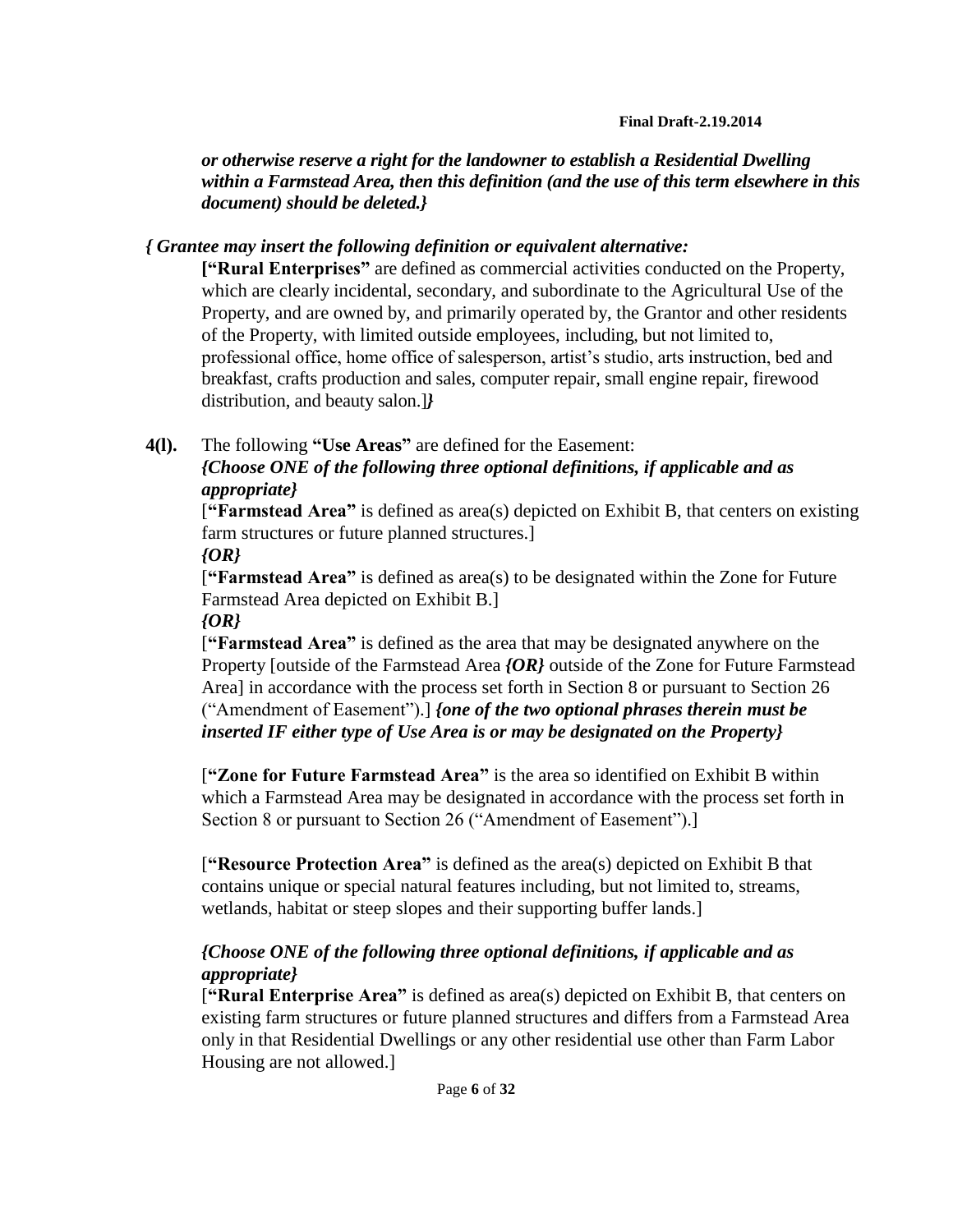***or otherwise reserve a right for the landowner to establish a Residential Dwelling within a Farmstead Area, then this definition (and the use of this term elsewhere in this document) should be deleted.}***

***{ Grantee may insert the following definition or equivalent alternative:***

**[“Rural Enterprises”** are defined as commercial activities conducted on the Property, which are clearly incidental, secondary, and subordinate to the Agricultural Use of the Property, and are owned by, and primarily operated by, the Grantor and other residents of the Property, with limited outside employees, including, but not limited to, professional office, home office of salesperson, artist’s studio, arts instruction, bed and breakfast, crafts production and sales, computer repair, small engine repair, firewood distribution, and beauty salon.]***}***

**4(l).** The following **“Use Areas”** are defined for the Easement:

***{Choose ONE of the following three optional definitions, if applicable and as appropriate}***

[**“Farmstead Area”** is defined as area(s) depicted on Exhibit B, that centers on existing farm structures or future planned structures.]

***{OR}***

[**“Farmstead Area”** is defined as area(s) to be designated within the Zone for Future Farmstead Area depicted on Exhibit B.]

***{OR}***

[**“Farmstead Area”** is defined as the area that may be designated anywhere on the Property [outside of the Farmstead Area ***{OR}*** outside of the Zone for Future Farmstead Area] in accordance with the process set forth in Section 8 or pursuant to Section 26 (“Amendment of Easement”).] ***{one of the two optional phrases therein must be inserted IF either type of Use Area is or may be designated on the Property}***

[**“Zone for Future Farmstead Area”** is the area so identified on Exhibit B within which a Farmstead Area may be designated in accordance with the process set forth in Section 8 or pursuant to Section 26 (“Amendment of Easement”).]

[**“Resource Protection Area”** is defined as the area(s) depicted on Exhibit B that contains unique or special natural features including, but not limited to, streams, wetlands, habitat or steep slopes and their supporting buffer lands.]

***{Choose ONE of the following three optional definitions, if applicable and as appropriate}***

[**“Rural Enterprise Area”** is defined as area(s) depicted on Exhibit B, that centers on existing farm structures or future planned structures and differs from a Farmstead Area only in that Residential Dwellings or any other residential use other than Farm Labor Housing are not allowed.]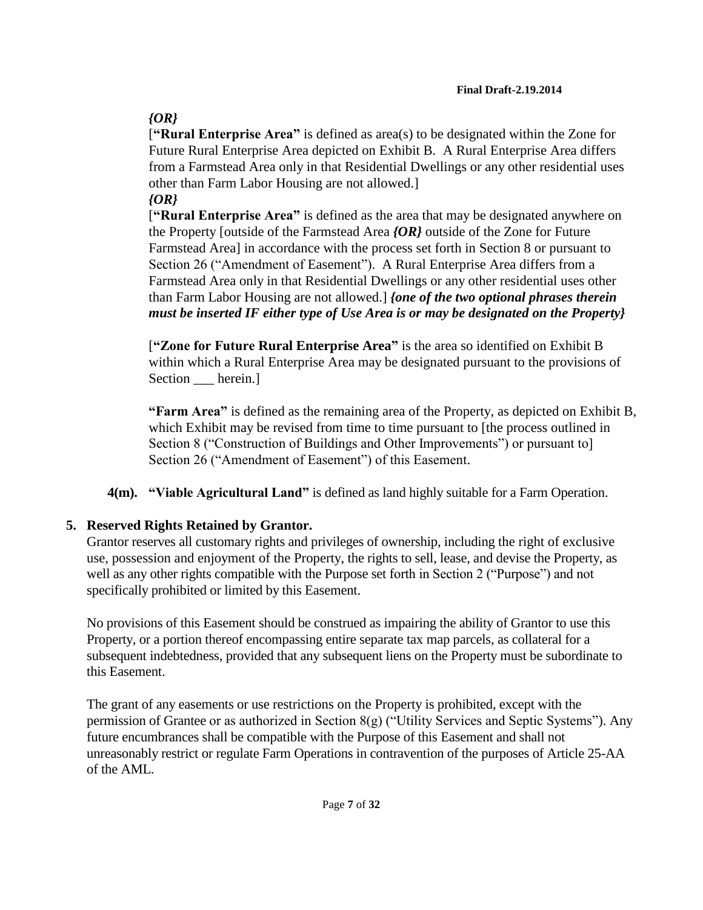*{OR}*

[**"Rural Enterprise Area"** is defined as area(s) to be designated within the Zone for Future Rural Enterprise Area depicted on Exhibit B. A Rural Enterprise Area differs from a Farmstead Area only in that Residential Dwellings or any other residential uses other than Farm Labor Housing are not allowed.]

*{OR}*

[**"Rural Enterprise Area"** is defined as the area that may be designated anywhere on the Property [outside of the Farmstead Area ***{OR}*** outside of the Zone for Future Farmstead Area] in accordance with the process set forth in Section 8 or pursuant to Section 26 ("Amendment of Easement"). A Rural Enterprise Area differs from a Farmstead Area only in that Residential Dwellings or any other residential uses other than Farm Labor Housing are not allowed.] ***{one of the two optional phrases therein must be inserted IF either type of Use Area is or may be designated on the Property}***

[**"Zone for Future Rural Enterprise Area"** is the area so identified on Exhibit B within which a Rural Enterprise Area may be designated pursuant to the provisions of Section ___ herein.]

**"Farm Area"** is defined as the remaining area of the Property, as depicted on Exhibit B, which Exhibit may be revised from time to time pursuant to [the process outlined in Section 8 ("Construction of Buildings and Other Improvements") or pursuant to] Section 26 ("Amendment of Easement") of this Easement.

**4(m). "Viable Agricultural Land"** is defined as land highly suitable for a Farm Operation.

## 5. Reserved Rights Retained by Grantor.

Grantor reserves all customary rights and privileges of ownership, including the right of exclusive use, possession and enjoyment of the Property, the rights to sell, lease, and devise the Property, as well as any other rights compatible with the Purpose set forth in Section 2 ("Purpose") and not specifically prohibited or limited by this Easement.

No provisions of this Easement should be construed as impairing the ability of Grantor to use this Property, or a portion thereof encompassing entire separate tax map parcels, as collateral for a subsequent indebtedness, provided that any subsequent liens on the Property must be subordinate to this Easement.

The grant of any easements or use restrictions on the Property is prohibited, except with the permission of Grantee or as authorized in Section 8(g) ("Utility Services and Septic Systems"). Any future encumbrances shall be compatible with the Purpose of this Easement and shall not unreasonably restrict or regulate Farm Operations in contravention of the purposes of Article 25-AA of the AML.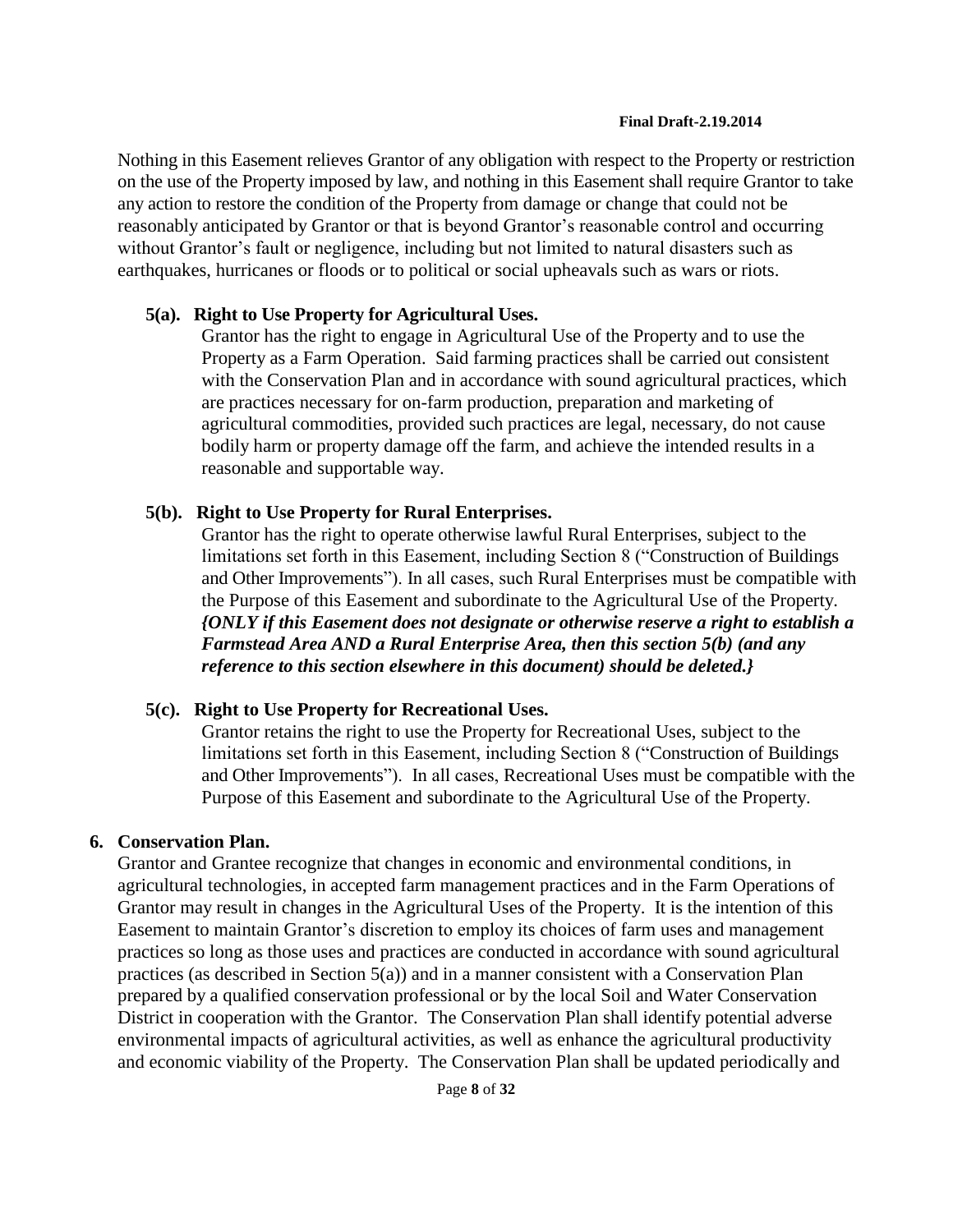Nothing in this Easement relieves Grantor of any obligation with respect to the Property or restriction on the use of the Property imposed by law, and nothing in this Easement shall require Grantor to take any action to restore the condition of the Property from damage or change that could not be reasonably anticipated by Grantor or that is beyond Grantor's reasonable control and occurring without Grantor's fault or negligence, including but not limited to natural disasters such as earthquakes, hurricanes or floods or to political or social upheavals such as wars or riots.

**5(a). Right to Use Property for Agricultural Uses.**

Grantor has the right to engage in Agricultural Use of the Property and to use the Property as a Farm Operation. Said farming practices shall be carried out consistent with the Conservation Plan and in accordance with sound agricultural practices, which are practices necessary for on-farm production, preparation and marketing of agricultural commodities, provided such practices are legal, necessary, do not cause bodily harm or property damage off the farm, and achieve the intended results in a reasonable and supportable way.

**5(b). Right to Use Property for Rural Enterprises.**

Grantor has the right to operate otherwise lawful Rural Enterprises, subject to the limitations set forth in this Easement, including Section 8 ("Construction of Buildings and Other Improvements"). In all cases, such Rural Enterprises must be compatible with the Purpose of this Easement and subordinate to the Agricultural Use of the Property. ***{ONLY if this Easement does not designate or otherwise reserve a right to establish a Farmstead Area AND a Rural Enterprise Area, then this section 5(b) (and any reference to this section elsewhere in this document) should be deleted.}***

**5(c). Right to Use Property for Recreational Uses.**

Grantor retains the right to use the Property for Recreational Uses, subject to the limitations set forth in this Easement, including Section 8 ("Construction of Buildings and Other Improvements"). In all cases, Recreational Uses must be compatible with the Purpose of this Easement and subordinate to the Agricultural Use of the Property.

## 6. Conservation Plan.

Grantor and Grantee recognize that changes in economic and environmental conditions, in agricultural technologies, in accepted farm management practices and in the Farm Operations of Grantor may result in changes in the Agricultural Uses of the Property. It is the intention of this Easement to maintain Grantor's discretion to employ its choices of farm uses and management practices so long as those uses and practices are conducted in accordance with sound agricultural practices (as described in Section 5(a)) and in a manner consistent with a Conservation Plan prepared by a qualified conservation professional or by the local Soil and Water Conservation District in cooperation with the Grantor. The Conservation Plan shall identify potential adverse environmental impacts of agricultural activities, as well as enhance the agricultural productivity and economic viability of the Property. The Conservation Plan shall be updated periodically and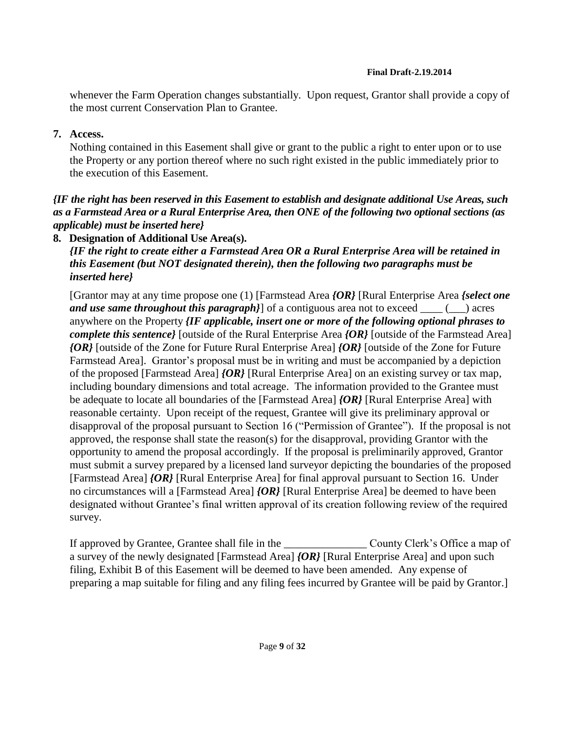whenever the Farm Operation changes substantially. Upon request, Grantor shall provide a copy of the most current Conservation Plan to Grantee.

**7. Access.**

Nothing contained in this Easement shall give or grant to the public a right to enter upon or to use the Property or any portion thereof where no such right existed in the public immediately prior to the execution of this Easement.

***{IF the right has been reserved in this Easement to establish and designate additional Use Areas, such as a Farmstead Area or a Rural Enterprise Area, then ONE of the following two optional sections (as applicable) must be inserted here}***

**8. Designation of Additional Use Area(s).**

***{IF the right to create either a Farmstead Area OR a Rural Enterprise Area will be retained in this Easement (but NOT designated therein), then the following two paragraphs must be inserted here}***

[Grantor may at any time propose one (1) [Farmstead Area ***{OR}*** [Rural Enterprise Area ***{select one and use same throughout this paragraph}***] of a contiguous area not to exceed ____ (___) acres anywhere on the Property ***{IF applicable, insert one or more of the following optional phrases to complete this sentence}*** [outside of the Rural Enterprise Area ***{OR}*** [outside of the Farmstead Area] ***{OR}*** [outside of the Zone for Future Rural Enterprise Area] ***{OR}*** [outside of the Zone for Future Farmstead Area]. Grantor's proposal must be in writing and must be accompanied by a depiction of the proposed [Farmstead Area] ***{OR}*** [Rural Enterprise Area] on an existing survey or tax map, including boundary dimensions and total acreage. The information provided to the Grantee must be adequate to locate all boundaries of the [Farmstead Area] ***{OR}*** [Rural Enterprise Area] with reasonable certainty. Upon receipt of the request, Grantee will give its preliminary approval or disapproval of the proposal pursuant to Section 16 ("Permission of Grantee"). If the proposal is not approved, the response shall state the reason(s) for the disapproval, providing Grantor with the opportunity to amend the proposal accordingly. If the proposal is preliminarily approved, Grantor must submit a survey prepared by a licensed land surveyor depicting the boundaries of the proposed [Farmstead Area] ***{OR}*** [Rural Enterprise Area] for final approval pursuant to Section 16. Under no circumstances will a [Farmstead Area] ***{OR}*** [Rural Enterprise Area] be deemed to have been designated without Grantee's final written approval of its creation following review of the required survey.

If approved by Grantee, Grantee shall file in the _______________ County Clerk's Office a map of a survey of the newly designated [Farmstead Area] ***{OR}*** [Rural Enterprise Area] and upon such filing, Exhibit B of this Easement will be deemed to have been amended. Any expense of preparing a map suitable for filing and any filing fees incurred by Grantee will be paid by Grantor.]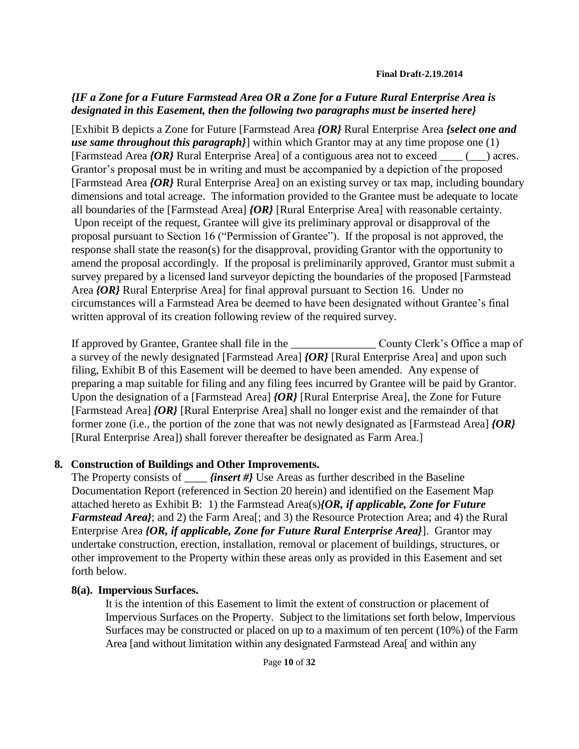***{IF a Zone for a Future Farmstead Area OR a Zone for a Future Rural Enterprise Area is designated in this Easement, then the following two paragraphs must be inserted here}***

[Exhibit B depicts a Zone for Future [Farmstead Area ***{OR}*** Rural Enterprise Area ***{select one and use same throughout this paragraph}***] within which Grantor may at any time propose one (1) [Farmstead Area ***{OR}*** Rural Enterprise Area] of a contiguous area not to exceed ____ (___) acres. Grantor's proposal must be in writing and must be accompanied by a depiction of the proposed [Farmstead Area ***{OR}*** Rural Enterprise Area] on an existing survey or tax map, including boundary dimensions and total acreage. The information provided to the Grantee must be adequate to locate all boundaries of the [Farmstead Area] ***{OR}*** [Rural Enterprise Area] with reasonable certainty. Upon receipt of the request, Grantee will give its preliminary approval or disapproval of the proposal pursuant to Section 16 ("Permission of Grantee"). If the proposal is not approved, the response shall state the reason(s) for the disapproval, providing Grantor with the opportunity to amend the proposal accordingly. If the proposal is preliminarily approved, Grantor must submit a survey prepared by a licensed land surveyor depicting the boundaries of the proposed [Farmstead Area ***{OR}*** Rural Enterprise Area] for final approval pursuant to Section 16. Under no circumstances will a Farmstead Area be deemed to have been designated without Grantee's final written approval of its creation following review of the required survey.

If approved by Grantee, Grantee shall file in the _______________ County Clerk's Office a map of a survey of the newly designated [Farmstead Area] ***{OR}*** [Rural Enterprise Area] and upon such filing, Exhibit B of this Easement will be deemed to have been amended. Any expense of preparing a map suitable for filing and any filing fees incurred by Grantee will be paid by Grantor. Upon the designation of a [Farmstead Area] ***{OR}*** [Rural Enterprise Area], the Zone for Future [Farmstead Area] ***{OR}*** [Rural Enterprise Area] shall no longer exist and the remainder of that former zone (i.e., the portion of the zone that was not newly designated as [Farmstead Area] ***{OR}*** [Rural Enterprise Area]) shall forever thereafter be designated as Farm Area.]

## 8. Construction of Buildings and Other Improvements.

The Property consists of ____ ***{insert #}*** Use Areas as further described in the Baseline Documentation Report (referenced in Section 20 herein) and identified on the Easement Map attached hereto as Exhibit B: 1) the Farmstead Area(s)***{OR, if applicable, Zone for Future Farmstead Area}***; and 2) the Farm Area[; and 3) the Resource Protection Area; and 4) the Rural Enterprise Area ***{OR, if applicable, Zone for Future Rural Enterprise Area}***]. Grantor may undertake construction, erection, installation, removal or placement of buildings, structures, or other improvement to the Property within these areas only as provided in this Easement and set forth below.

### 8(a). Impervious Surfaces.

It is the intention of this Easement to limit the extent of construction or placement of Impervious Surfaces on the Property. Subject to the limitations set forth below, Impervious Surfaces may be constructed or placed on up to a maximum of ten percent (10%) of the Farm Area [and without limitation within any designated Farmstead Area[ and within any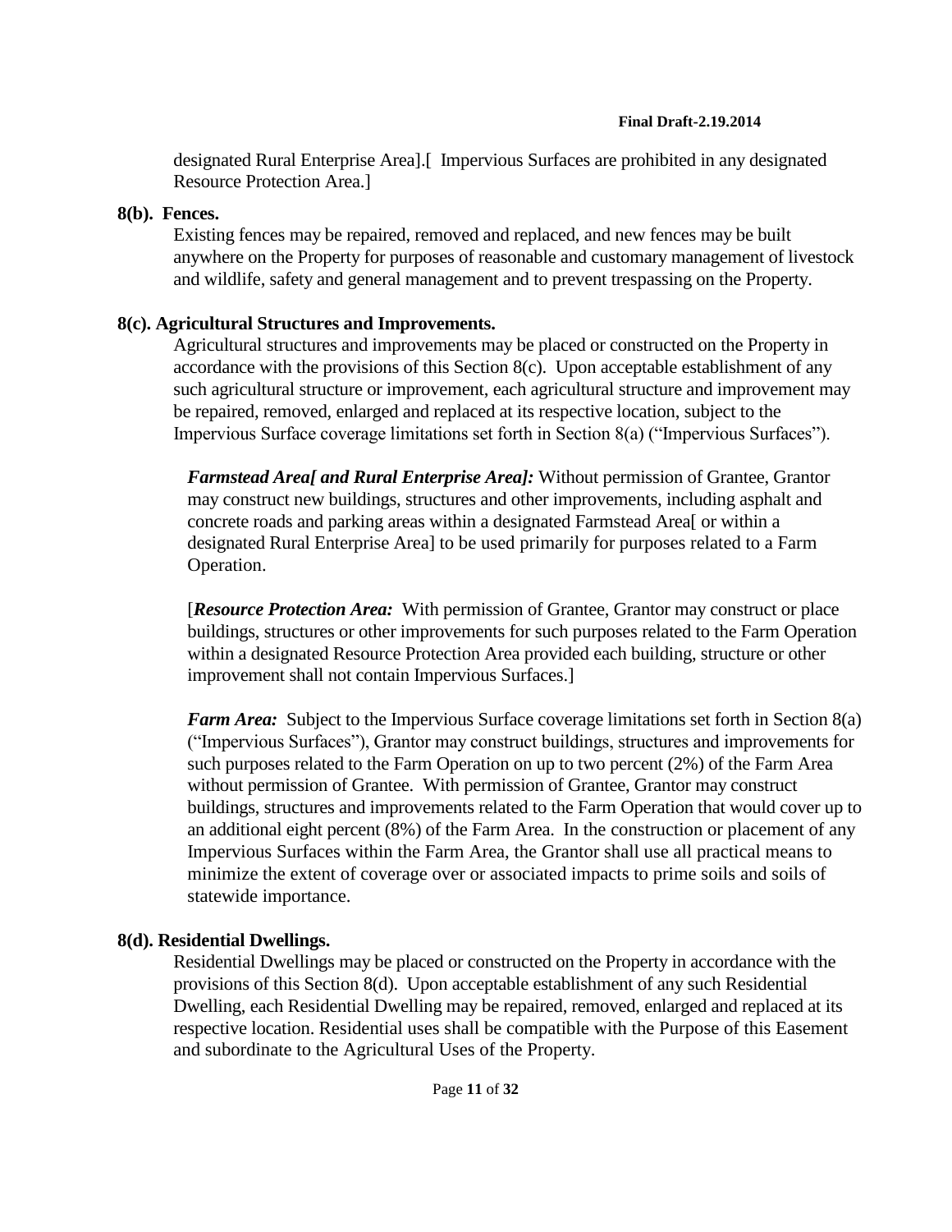designated Rural Enterprise Area].[ Impervious Surfaces are prohibited in any designated Resource Protection Area.]

**8(b). Fences.**

Existing fences may be repaired, removed and replaced, and new fences may be built anywhere on the Property for purposes of reasonable and customary management of livestock and wildlife, safety and general management and to prevent trespassing on the Property.

**8(c). Agricultural Structures and Improvements.**

Agricultural structures and improvements may be placed or constructed on the Property in accordance with the provisions of this Section 8(c). Upon acceptable establishment of any such agricultural structure or improvement, each agricultural structure and improvement may be repaired, removed, enlarged and replaced at its respective location, subject to the Impervious Surface coverage limitations set forth in Section 8(a) ("Impervious Surfaces").

***Farmstead Area[ and Rural Enterprise Area]:*** Without permission of Grantee, Grantor may construct new buildings, structures and other improvements, including asphalt and concrete roads and parking areas within a designated Farmstead Area[ or within a designated Rural Enterprise Area] to be used primarily for purposes related to a Farm Operation.

[***Resource Protection Area:*** With permission of Grantee, Grantor may construct or place buildings, structures or other improvements for such purposes related to the Farm Operation within a designated Resource Protection Area provided each building, structure or other improvement shall not contain Impervious Surfaces.]

***Farm Area:*** Subject to the Impervious Surface coverage limitations set forth in Section 8(a) ("Impervious Surfaces"), Grantor may construct buildings, structures and improvements for such purposes related to the Farm Operation on up to two percent (2%) of the Farm Area without permission of Grantee. With permission of Grantee, Grantor may construct buildings, structures and improvements related to the Farm Operation that would cover up to an additional eight percent (8%) of the Farm Area. In the construction or placement of any Impervious Surfaces within the Farm Area, the Grantor shall use all practical means to minimize the extent of coverage over or associated impacts to prime soils and soils of statewide importance.

**8(d). Residential Dwellings.**

Residential Dwellings may be placed or constructed on the Property in accordance with the provisions of this Section 8(d). Upon acceptable establishment of any such Residential Dwelling, each Residential Dwelling may be repaired, removed, enlarged and replaced at its respective location. Residential uses shall be compatible with the Purpose of this Easement and subordinate to the Agricultural Uses of the Property.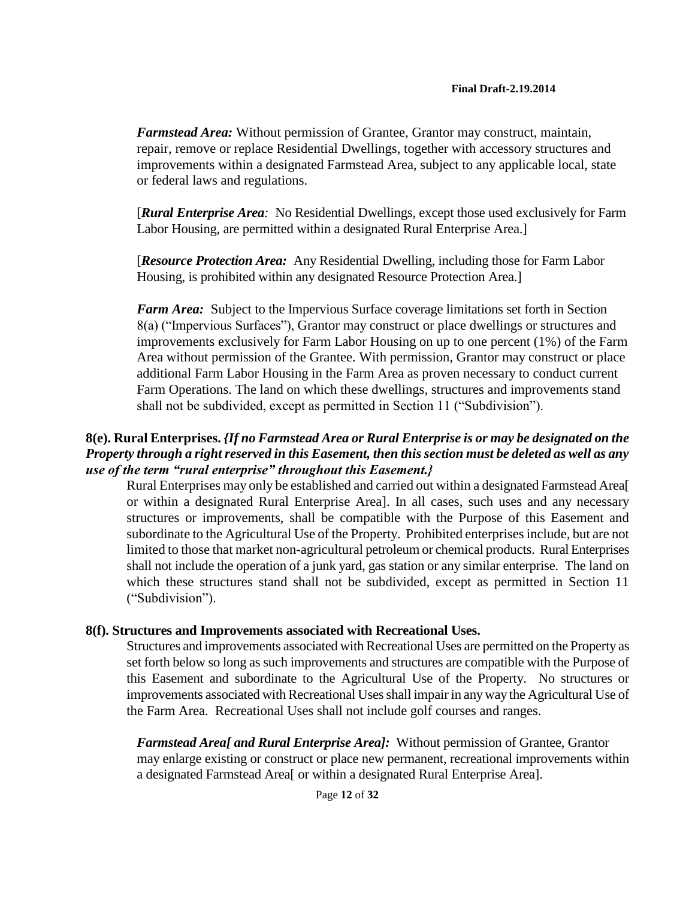***Farmstead Area:*** Without permission of Grantee, Grantor may construct, maintain, repair, remove or replace Residential Dwellings, together with accessory structures and improvements within a designated Farmstead Area, subject to any applicable local, state or federal laws and regulations.

[***Rural Enterprise Area****:* No Residential Dwellings, except those used exclusively for Farm Labor Housing, are permitted within a designated Rural Enterprise Area.]

[***Resource Protection Area:*** Any Residential Dwelling, including those for Farm Labor Housing, is prohibited within any designated Resource Protection Area.]

***Farm Area:*** Subject to the Impervious Surface coverage limitations set forth in Section 8(a) ("Impervious Surfaces"), Grantor may construct or place dwellings or structures and improvements exclusively for Farm Labor Housing on up to one percent (1%) of the Farm Area without permission of the Grantee. With permission, Grantor may construct or place additional Farm Labor Housing in the Farm Area as proven necessary to conduct current Farm Operations. The land on which these dwellings, structures and improvements stand shall not be subdivided, except as permitted in Section 11 ("Subdivision").

**8(e). Rural Enterprises.** ***{If no Farmstead Area or Rural Enterprise is or may be designated on the Property through a right reserved in this Easement, then this section must be deleted as well as any use of the term "rural enterprise" throughout this Easement.}***

Rural Enterprises may only be established and carried out within a designated Farmstead Area[ or within a designated Rural Enterprise Area]. In all cases, such uses and any necessary structures or improvements, shall be compatible with the Purpose of this Easement and subordinate to the Agricultural Use of the Property. Prohibited enterprises include, but are not limited to those that market non-agricultural petroleum or chemical products. Rural Enterprises shall not include the operation of a junk yard, gas station or any similar enterprise. The land on which these structures stand shall not be subdivided, except as permitted in Section 11 ("Subdivision").

**8(f). Structures and Improvements associated with Recreational Uses.**

Structures and improvements associated with Recreational Uses are permitted on the Property as set forth below so long as such improvements and structures are compatible with the Purpose of this Easement and subordinate to the Agricultural Use of the Property. No structures or improvements associated with Recreational Uses shall impair in any way the Agricultural Use of the Farm Area. Recreational Uses shall not include golf courses and ranges.

***Farmstead Area[ and Rural Enterprise Area]:*** Without permission of Grantee, Grantor may enlarge existing or construct or place new permanent, recreational improvements within a designated Farmstead Area[ or within a designated Rural Enterprise Area].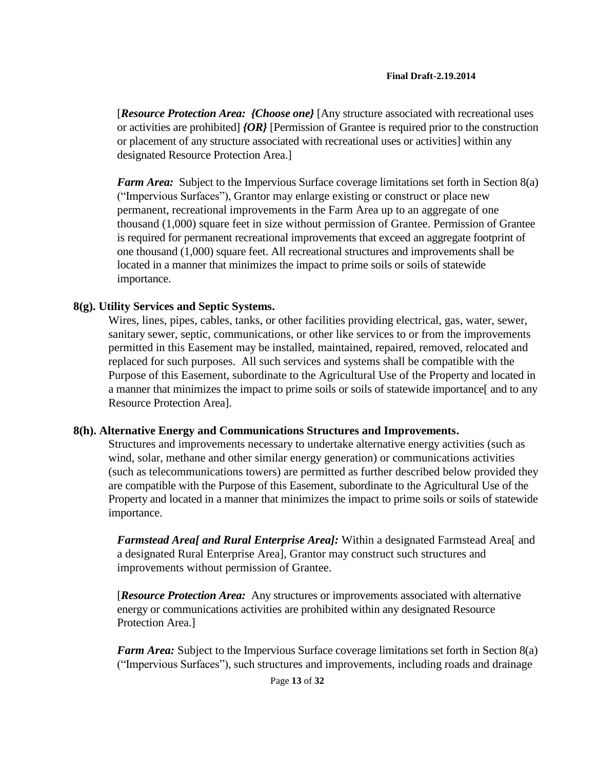[***Resource Protection Area:*** ***{Choose one}*** [Any structure associated with recreational uses or activities are prohibited] ***{OR}*** [Permission of Grantee is required prior to the construction or placement of any structure associated with recreational uses or activities] within any designated Resource Protection Area.]

***Farm Area:*** Subject to the Impervious Surface coverage limitations set forth in Section 8(a) ("Impervious Surfaces"), Grantor may enlarge existing or construct or place new permanent, recreational improvements in the Farm Area up to an aggregate of one thousand (1,000) square feet in size without permission of Grantee. Permission of Grantee is required for permanent recreational improvements that exceed an aggregate footprint of one thousand (1,000) square feet. All recreational structures and improvements shall be located in a manner that minimizes the impact to prime soils or soils of statewide importance.

**8(g). Utility Services and Septic Systems.**

Wires, lines, pipes, cables, tanks, or other facilities providing electrical, gas, water, sewer, sanitary sewer, septic, communications, or other like services to or from the improvements permitted in this Easement may be installed, maintained, repaired, removed, relocated and replaced for such purposes. All such services and systems shall be compatible with the Purpose of this Easement, subordinate to the Agricultural Use of the Property and located in a manner that minimizes the impact to prime soils or soils of statewide importance[ and to any Resource Protection Area].

**8(h). Alternative Energy and Communications Structures and Improvements.**

Structures and improvements necessary to undertake alternative energy activities (such as wind, solar, methane and other similar energy generation) or communications activities (such as telecommunications towers) are permitted as further described below provided they are compatible with the Purpose of this Easement, subordinate to the Agricultural Use of the Property and located in a manner that minimizes the impact to prime soils or soils of statewide importance.

***Farmstead Area[ and Rural Enterprise Area]:*** Within a designated Farmstead Area[ and a designated Rural Enterprise Area], Grantor may construct such structures and improvements without permission of Grantee.

[***Resource Protection Area:*** Any structures or improvements associated with alternative energy or communications activities are prohibited within any designated Resource Protection Area.]

***Farm Area:*** Subject to the Impervious Surface coverage limitations set forth in Section 8(a) ("Impervious Surfaces"), such structures and improvements, including roads and drainage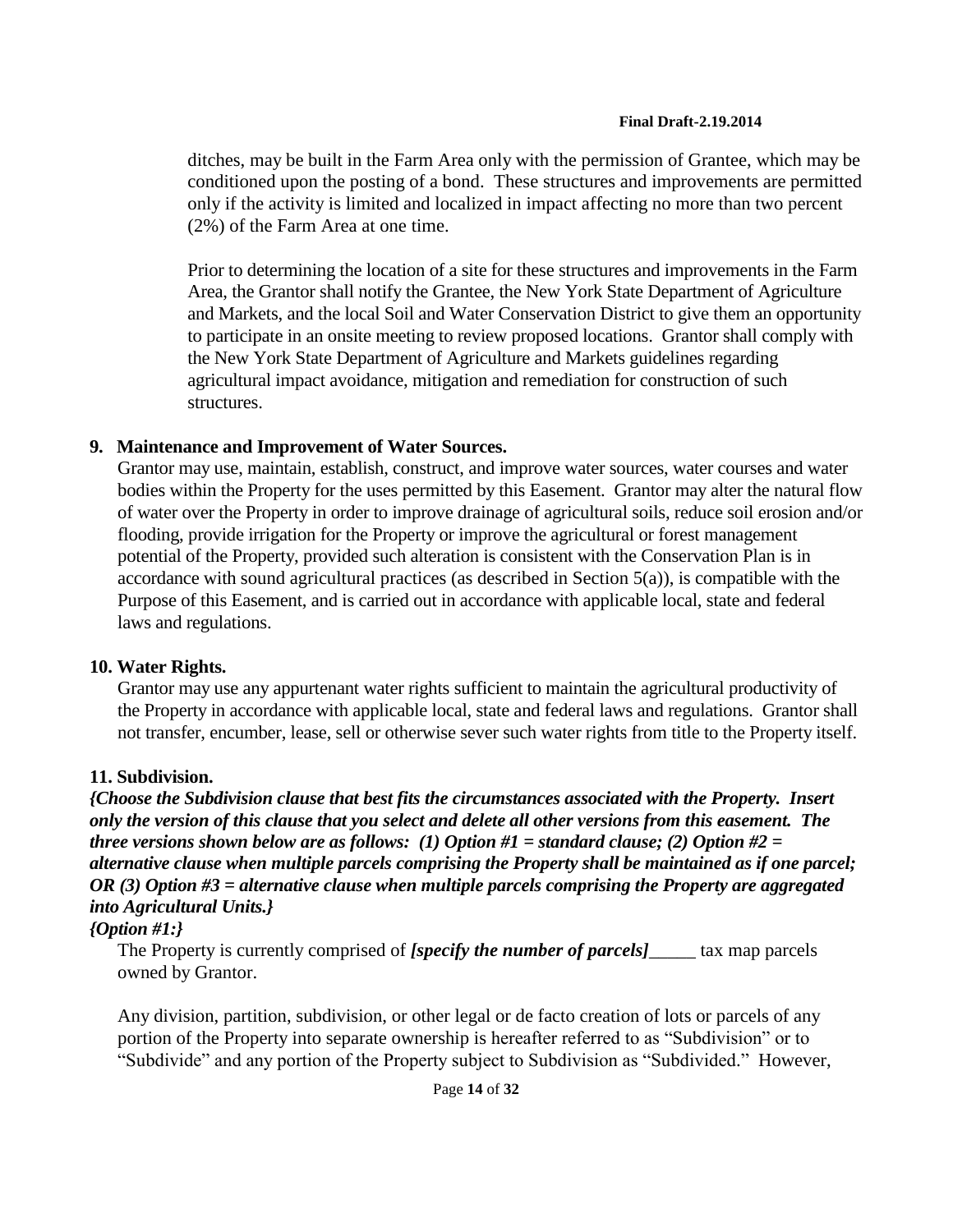ditches, may be built in the Farm Area only with the permission of Grantee, which may be conditioned upon the posting of a bond. These structures and improvements are permitted only if the activity is limited and localized in impact affecting no more than two percent (2%) of the Farm Area at one time.

Prior to determining the location of a site for these structures and improvements in the Farm Area, the Grantor shall notify the Grantee, the New York State Department of Agriculture and Markets, and the local Soil and Water Conservation District to give them an opportunity to participate in an onsite meeting to review proposed locations. Grantor shall comply with the New York State Department of Agriculture and Markets guidelines regarding agricultural impact avoidance, mitigation and remediation for construction of such structures.

**9. Maintenance and Improvement of Water Sources.**

Grantor may use, maintain, establish, construct, and improve water sources, water courses and water bodies within the Property for the uses permitted by this Easement. Grantor may alter the natural flow of water over the Property in order to improve drainage of agricultural soils, reduce soil erosion and/or flooding, provide irrigation for the Property or improve the agricultural or forest management potential of the Property, provided such alteration is consistent with the Conservation Plan is in accordance with sound agricultural practices (as described in Section 5(a)), is compatible with the Purpose of this Easement, and is carried out in accordance with applicable local, state and federal laws and regulations.

**10. Water Rights.**

Grantor may use any appurtenant water rights sufficient to maintain the agricultural productivity of the Property in accordance with applicable local, state and federal laws and regulations. Grantor shall not transfer, encumber, lease, sell or otherwise sever such water rights from title to the Property itself.

**11. Subdivision.**

***{Choose the Subdivision clause that best fits the circumstances associated with the Property. Insert only the version of this clause that you select and delete all other versions from this easement. The three versions shown below are as follows: (1) Option #1 = standard clause; (2) Option #2 = alternative clause when multiple parcels comprising the Property shall be maintained as if one parcel; OR (3) Option #3 = alternative clause when multiple parcels comprising the Property are aggregated into Agricultural Units.}***

***{Option #1:}***

The Property is currently comprised of ***[specify the number of parcels]***_____ tax map parcels owned by Grantor.

Any division, partition, subdivision, or other legal or de facto creation of lots or parcels of any portion of the Property into separate ownership is hereafter referred to as "Subdivision" or to "Subdivide" and any portion of the Property subject to Subdivision as "Subdivided." However,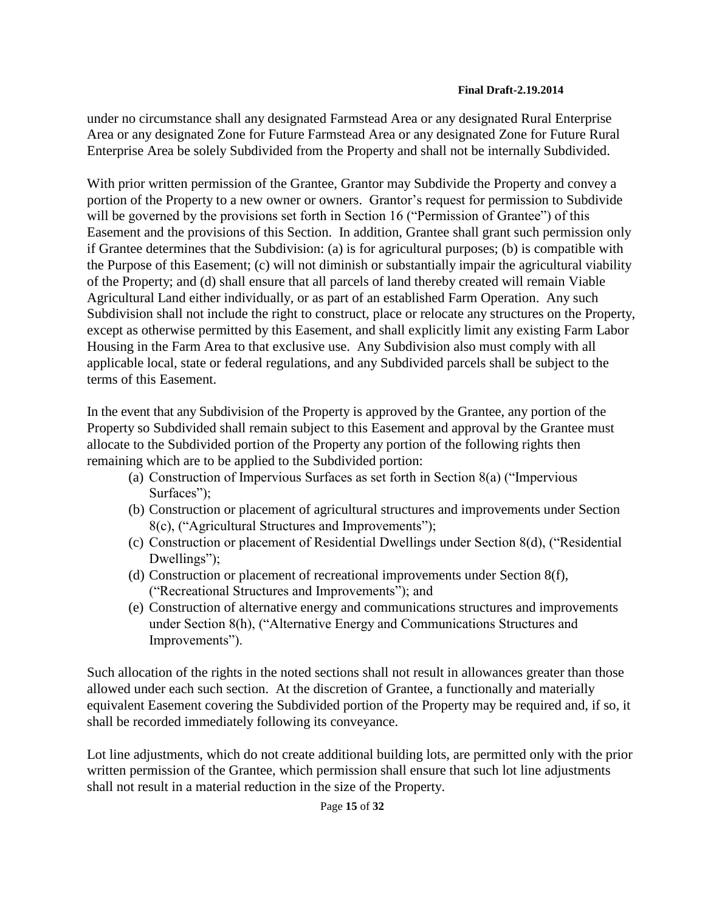under no circumstance shall any designated Farmstead Area or any designated Rural Enterprise Area or any designated Zone for Future Farmstead Area or any designated Zone for Future Rural Enterprise Area be solely Subdivided from the Property and shall not be internally Subdivided.

With prior written permission of the Grantee, Grantor may Subdivide the Property and convey a portion of the Property to a new owner or owners. Grantor's request for permission to Subdivide will be governed by the provisions set forth in Section 16 ("Permission of Grantee") of this Easement and the provisions of this Section. In addition, Grantee shall grant such permission only if Grantee determines that the Subdivision: (a) is for agricultural purposes; (b) is compatible with the Purpose of this Easement; (c) will not diminish or substantially impair the agricultural viability of the Property; and (d) shall ensure that all parcels of land thereby created will remain Viable Agricultural Land either individually, or as part of an established Farm Operation. Any such Subdivision shall not include the right to construct, place or relocate any structures on the Property, except as otherwise permitted by this Easement, and shall explicitly limit any existing Farm Labor Housing in the Farm Area to that exclusive use. Any Subdivision also must comply with all applicable local, state or federal regulations, and any Subdivided parcels shall be subject to the terms of this Easement.

In the event that any Subdivision of the Property is approved by the Grantee, any portion of the Property so Subdivided shall remain subject to this Easement and approval by the Grantee must allocate to the Subdivided portion of the Property any portion of the following rights then remaining which are to be applied to the Subdivided portion:

(a) Construction of Impervious Surfaces as set forth in Section 8(a) ("Impervious Surfaces");
(b) Construction or placement of agricultural structures and improvements under Section 8(c), ("Agricultural Structures and Improvements");
(c) Construction or placement of Residential Dwellings under Section 8(d), ("Residential Dwellings");
(d) Construction or placement of recreational improvements under Section 8(f), ("Recreational Structures and Improvements"); and
(e) Construction of alternative energy and communications structures and improvements under Section 8(h), ("Alternative Energy and Communications Structures and Improvements").

Such allocation of the rights in the noted sections shall not result in allowances greater than those allowed under each such section. At the discretion of Grantee, a functionally and materially equivalent Easement covering the Subdivided portion of the Property may be required and, if so, it shall be recorded immediately following its conveyance.

Lot line adjustments, which do not create additional building lots, are permitted only with the prior written permission of the Grantee, which permission shall ensure that such lot line adjustments shall not result in a material reduction in the size of the Property.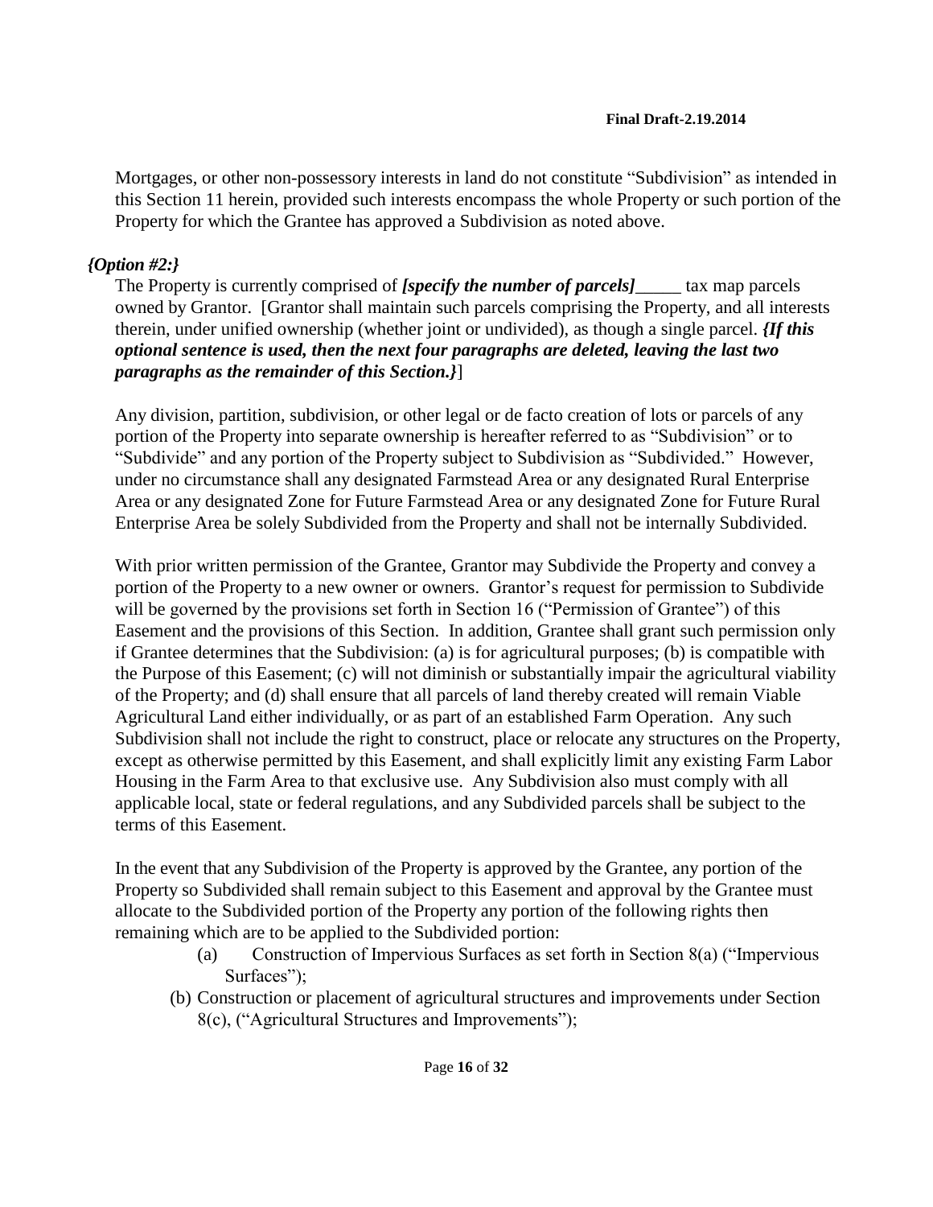Mortgages, or other non-possessory interests in land do not constitute "Subdivision" as intended in this Section 11 herein, provided such interests encompass the whole Property or such portion of the Property for which the Grantee has approved a Subdivision as noted above.

***{Option #2:}***

The Property is currently comprised of ***[specify the number of parcels]***_____ tax map parcels owned by Grantor. [Grantor shall maintain such parcels comprising the Property, and all interests therein, under unified ownership (whether joint or undivided), as though a single parcel. ***{If this optional sentence is used, then the next four paragraphs are deleted, leaving the last two paragraphs as the remainder of this Section.}***]

Any division, partition, subdivision, or other legal or de facto creation of lots or parcels of any portion of the Property into separate ownership is hereafter referred to as "Subdivision" or to "Subdivide" and any portion of the Property subject to Subdivision as "Subdivided." However, under no circumstance shall any designated Farmstead Area or any designated Rural Enterprise Area or any designated Zone for Future Farmstead Area or any designated Zone for Future Rural Enterprise Area be solely Subdivided from the Property and shall not be internally Subdivided.

With prior written permission of the Grantee, Grantor may Subdivide the Property and convey a portion of the Property to a new owner or owners. Grantor's request for permission to Subdivide will be governed by the provisions set forth in Section 16 ("Permission of Grantee") of this Easement and the provisions of this Section. In addition, Grantee shall grant such permission only if Grantee determines that the Subdivision: (a) is for agricultural purposes; (b) is compatible with the Purpose of this Easement; (c) will not diminish or substantially impair the agricultural viability of the Property; and (d) shall ensure that all parcels of land thereby created will remain Viable Agricultural Land either individually, or as part of an established Farm Operation. Any such Subdivision shall not include the right to construct, place or relocate any structures on the Property, except as otherwise permitted by this Easement, and shall explicitly limit any existing Farm Labor Housing in the Farm Area to that exclusive use. Any Subdivision also must comply with all applicable local, state or federal regulations, and any Subdivided parcels shall be subject to the terms of this Easement.

In the event that any Subdivision of the Property is approved by the Grantee, any portion of the Property so Subdivided shall remain subject to this Easement and approval by the Grantee must allocate to the Subdivided portion of the Property any portion of the following rights then remaining which are to be applied to the Subdivided portion:

(a) Construction of Impervious Surfaces as set forth in Section 8(a) ("Impervious Surfaces");

(b) Construction or placement of agricultural structures and improvements under Section 8(c), ("Agricultural Structures and Improvements");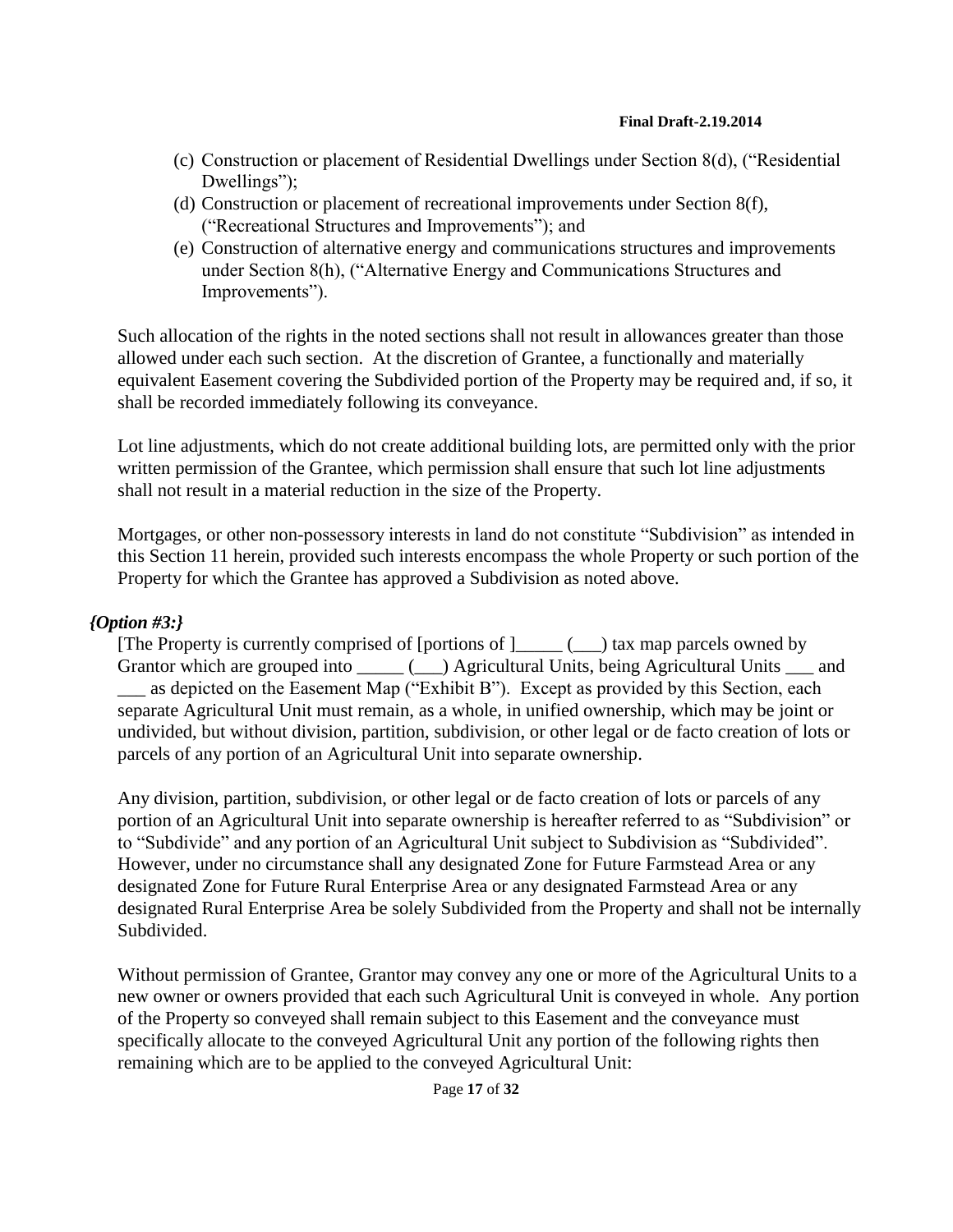(c) Construction or placement of Residential Dwellings under Section 8(d), ("Residential Dwellings");
(d) Construction or placement of recreational improvements under Section 8(f), ("Recreational Structures and Improvements"); and
(e) Construction of alternative energy and communications structures and improvements under Section 8(h), ("Alternative Energy and Communications Structures and Improvements").

Such allocation of the rights in the noted sections shall not result in allowances greater than those allowed under each such section. At the discretion of Grantee, a functionally and materially equivalent Easement covering the Subdivided portion of the Property may be required and, if so, it shall be recorded immediately following its conveyance.

Lot line adjustments, which do not create additional building lots, are permitted only with the prior written permission of the Grantee, which permission shall ensure that such lot line adjustments shall not result in a material reduction in the size of the Property.

Mortgages, or other non-possessory interests in land do not constitute "Subdivision" as intended in this Section 11 herein, provided such interests encompass the whole Property or such portion of the Property for which the Grantee has approved a Subdivision as noted above.

***{Option #3:}***

[The Property is currently comprised of [portions of ]_____ (___) tax map parcels owned by Grantor which are grouped into _____ (___) Agricultural Units, being Agricultural Units ___ and ___ as depicted on the Easement Map ("Exhibit B"). Except as provided by this Section, each separate Agricultural Unit must remain, as a whole, in unified ownership, which may be joint or undivided, but without division, partition, subdivision, or other legal or de facto creation of lots or parcels of any portion of an Agricultural Unit into separate ownership.

Any division, partition, subdivision, or other legal or de facto creation of lots or parcels of any portion of an Agricultural Unit into separate ownership is hereafter referred to as "Subdivision" or to "Subdivide" and any portion of an Agricultural Unit subject to Subdivision as "Subdivided". However, under no circumstance shall any designated Zone for Future Farmstead Area or any designated Zone for Future Rural Enterprise Area or any designated Farmstead Area or any designated Rural Enterprise Area be solely Subdivided from the Property and shall not be internally Subdivided.

Without permission of Grantee, Grantor may convey any one or more of the Agricultural Units to a new owner or owners provided that each such Agricultural Unit is conveyed in whole. Any portion of the Property so conveyed shall remain subject to this Easement and the conveyance must specifically allocate to the conveyed Agricultural Unit any portion of the following rights then remaining which are to be applied to the conveyed Agricultural Unit: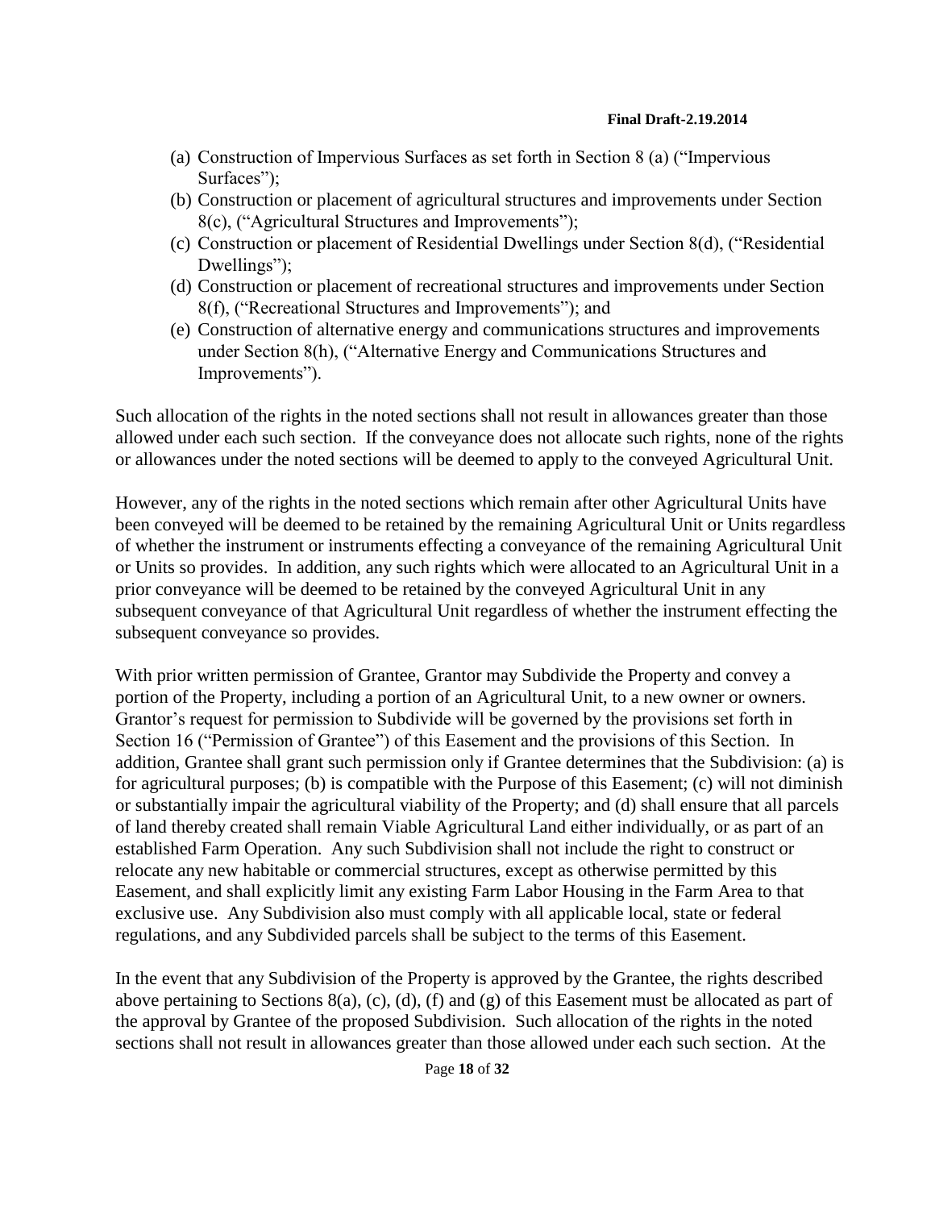(a) Construction of Impervious Surfaces as set forth in Section 8 (a) ("Impervious Surfaces");
(b) Construction or placement of agricultural structures and improvements under Section 8(c), ("Agricultural Structures and Improvements");
(c) Construction or placement of Residential Dwellings under Section 8(d), ("Residential Dwellings");
(d) Construction or placement of recreational structures and improvements under Section 8(f), ("Recreational Structures and Improvements"); and
(e) Construction of alternative energy and communications structures and improvements under Section 8(h), ("Alternative Energy and Communications Structures and Improvements").

Such allocation of the rights in the noted sections shall not result in allowances greater than those allowed under each such section. If the conveyance does not allocate such rights, none of the rights or allowances under the noted sections will be deemed to apply to the conveyed Agricultural Unit.

However, any of the rights in the noted sections which remain after other Agricultural Units have been conveyed will be deemed to be retained by the remaining Agricultural Unit or Units regardless of whether the instrument or instruments effecting a conveyance of the remaining Agricultural Unit or Units so provides. In addition, any such rights which were allocated to an Agricultural Unit in a prior conveyance will be deemed to be retained by the conveyed Agricultural Unit in any subsequent conveyance of that Agricultural Unit regardless of whether the instrument effecting the subsequent conveyance so provides.

With prior written permission of Grantee, Grantor may Subdivide the Property and convey a portion of the Property, including a portion of an Agricultural Unit, to a new owner or owners. Grantor's request for permission to Subdivide will be governed by the provisions set forth in Section 16 ("Permission of Grantee") of this Easement and the provisions of this Section. In addition, Grantee shall grant such permission only if Grantee determines that the Subdivision: (a) is for agricultural purposes; (b) is compatible with the Purpose of this Easement; (c) will not diminish or substantially impair the agricultural viability of the Property; and (d) shall ensure that all parcels of land thereby created shall remain Viable Agricultural Land either individually, or as part of an established Farm Operation. Any such Subdivision shall not include the right to construct or relocate any new habitable or commercial structures, except as otherwise permitted by this Easement, and shall explicitly limit any existing Farm Labor Housing in the Farm Area to that exclusive use. Any Subdivision also must comply with all applicable local, state or federal regulations, and any Subdivided parcels shall be subject to the terms of this Easement.

In the event that any Subdivision of the Property is approved by the Grantee, the rights described above pertaining to Sections 8(a), (c), (d), (f) and (g) of this Easement must be allocated as part of the approval by Grantee of the proposed Subdivision. Such allocation of the rights in the noted sections shall not result in allowances greater than those allowed under each such section. At the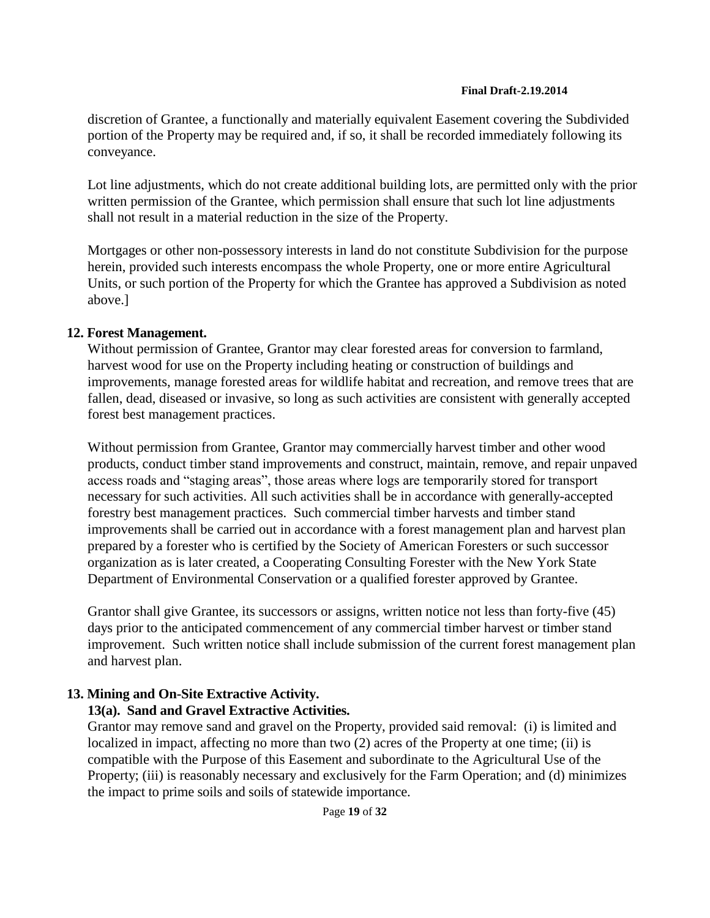discretion of Grantee, a functionally and materially equivalent Easement covering the Subdivided portion of the Property may be required and, if so, it shall be recorded immediately following its conveyance.

Lot line adjustments, which do not create additional building lots, are permitted only with the prior written permission of the Grantee, which permission shall ensure that such lot line adjustments shall not result in a material reduction in the size of the Property.

Mortgages or other non-possessory interests in land do not constitute Subdivision for the purpose herein, provided such interests encompass the whole Property, one or more entire Agricultural Units, or such portion of the Property for which the Grantee has approved a Subdivision as noted above.]

**12. Forest Management.**

Without permission of Grantee, Grantor may clear forested areas for conversion to farmland, harvest wood for use on the Property including heating or construction of buildings and improvements, manage forested areas for wildlife habitat and recreation, and remove trees that are fallen, dead, diseased or invasive, so long as such activities are consistent with generally accepted forest best management practices.

Without permission from Grantee, Grantor may commercially harvest timber and other wood products, conduct timber stand improvements and construct, maintain, remove, and repair unpaved access roads and "staging areas", those areas where logs are temporarily stored for transport necessary for such activities. All such activities shall be in accordance with generally-accepted forestry best management practices. Such commercial timber harvests and timber stand improvements shall be carried out in accordance with a forest management plan and harvest plan prepared by a forester who is certified by the Society of American Foresters or such successor organization as is later created, a Cooperating Consulting Forester with the New York State Department of Environmental Conservation or a qualified forester approved by Grantee.

Grantor shall give Grantee, its successors or assigns, written notice not less than forty-five (45) days prior to the anticipated commencement of any commercial timber harvest or timber stand improvement. Such written notice shall include submission of the current forest management plan and harvest plan.

**13. Mining and On-Site Extractive Activity.**

**13(a). Sand and Gravel Extractive Activities.**

Grantor may remove sand and gravel on the Property, provided said removal: (i) is limited and localized in impact, affecting no more than two (2) acres of the Property at one time; (ii) is compatible with the Purpose of this Easement and subordinate to the Agricultural Use of the Property; (iii) is reasonably necessary and exclusively for the Farm Operation; and (d) minimizes the impact to prime soils and soils of statewide importance.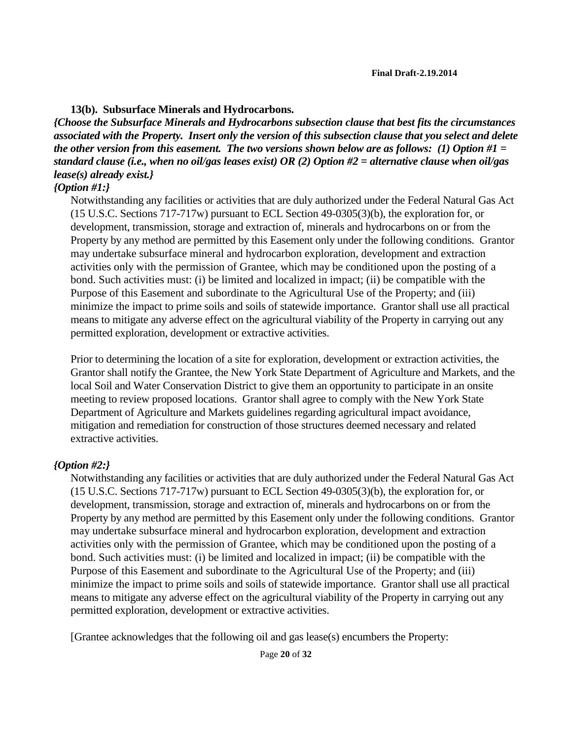**13(b). Subsurface Minerals and Hydrocarbons.**

***{Choose the Subsurface Minerals and Hydrocarbons subsection clause that best fits the circumstances associated with the Property. Insert only the version of this subsection clause that you select and delete the other version from this easement. The two versions shown below are as follows: (1) Option #1 = standard clause (i.e., when no oil/gas leases exist) OR (2) Option #2 = alternative clause when oil/gas lease(s) already exist.}***

***{Option #1:}***

Notwithstanding any facilities or activities that are duly authorized under the Federal Natural Gas Act (15 U.S.C. Sections 717-717w) pursuant to ECL Section 49-0305(3)(b), the exploration for, or development, transmission, storage and extraction of, minerals and hydrocarbons on or from the Property by any method are permitted by this Easement only under the following conditions. Grantor may undertake subsurface mineral and hydrocarbon exploration, development and extraction activities only with the permission of Grantee, which may be conditioned upon the posting of a bond. Such activities must: (i) be limited and localized in impact; (ii) be compatible with the Purpose of this Easement and subordinate to the Agricultural Use of the Property; and (iii) minimize the impact to prime soils and soils of statewide importance. Grantor shall use all practical means to mitigate any adverse effect on the agricultural viability of the Property in carrying out any permitted exploration, development or extractive activities.

Prior to determining the location of a site for exploration, development or extraction activities, the Grantor shall notify the Grantee, the New York State Department of Agriculture and Markets, and the local Soil and Water Conservation District to give them an opportunity to participate in an onsite meeting to review proposed locations. Grantor shall agree to comply with the New York State Department of Agriculture and Markets guidelines regarding agricultural impact avoidance, mitigation and remediation for construction of those structures deemed necessary and related extractive activities.

***{Option #2:}***

Notwithstanding any facilities or activities that are duly authorized under the Federal Natural Gas Act (15 U.S.C. Sections 717-717w) pursuant to ECL Section 49-0305(3)(b), the exploration for, or development, transmission, storage and extraction of, minerals and hydrocarbons on or from the Property by any method are permitted by this Easement only under the following conditions. Grantor may undertake subsurface mineral and hydrocarbon exploration, development and extraction activities only with the permission of Grantee, which may be conditioned upon the posting of a bond. Such activities must: (i) be limited and localized in impact; (ii) be compatible with the Purpose of this Easement and subordinate to the Agricultural Use of the Property; and (iii) minimize the impact to prime soils and soils of statewide importance. Grantor shall use all practical means to mitigate any adverse effect on the agricultural viability of the Property in carrying out any permitted exploration, development or extractive activities.

[Grantee acknowledges that the following oil and gas lease(s) encumbers the Property: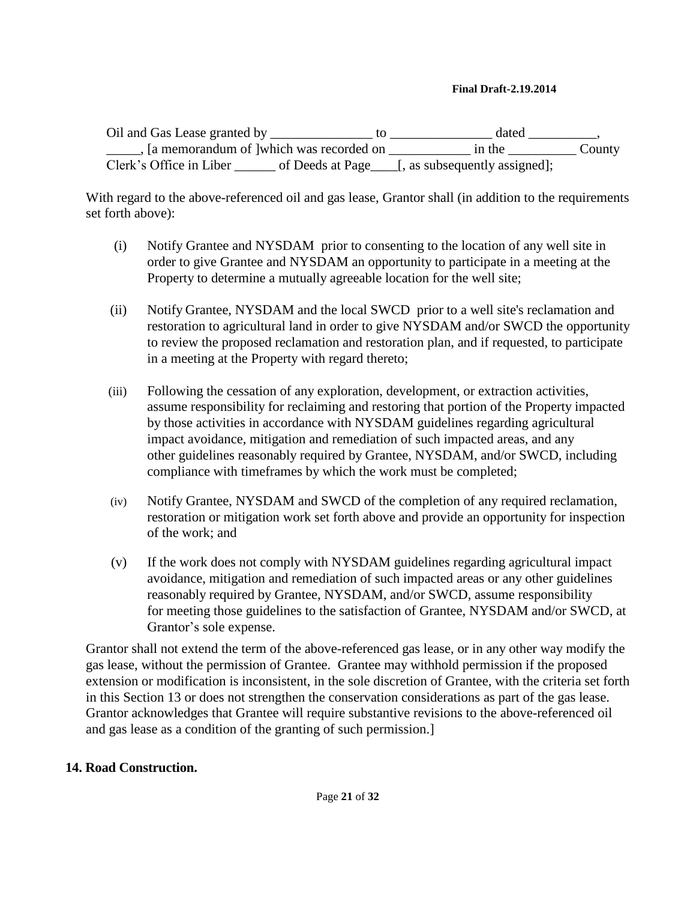Oil and Gas Lease granted by _______________ to _______________ dated __________, _____, [a memorandum of ]which was recorded on ____________ in the __________ County Clerk's Office in Liber ______ of Deeds at Page____[, as subsequently assigned];

With regard to the above-referenced oil and gas lease, Grantor shall (in addition to the requirements set forth above):

(i) Notify Grantee and NYSDAM prior to consenting to the location of any well site in order to give Grantee and NYSDAM an opportunity to participate in a meeting at the Property to determine a mutually agreeable location for the well site;

(ii) Notify Grantee, NYSDAM and the local SWCD prior to a well site's reclamation and restoration to agricultural land in order to give NYSDAM and/or SWCD the opportunity to review the proposed reclamation and restoration plan, and if requested, to participate in a meeting at the Property with regard thereto;

(iii) Following the cessation of any exploration, development, or extraction activities, assume responsibility for reclaiming and restoring that portion of the Property impacted by those activities in accordance with NYSDAM guidelines regarding agricultural impact avoidance, mitigation and remediation of such impacted areas, and any other guidelines reasonably required by Grantee, NYSDAM, and/or SWCD, including compliance with timeframes by which the work must be completed;

(iv) Notify Grantee, NYSDAM and SWCD of the completion of any required reclamation, restoration or mitigation work set forth above and provide an opportunity for inspection of the work; and

(v) If the work does not comply with NYSDAM guidelines regarding agricultural impact avoidance, mitigation and remediation of such impacted areas or any other guidelines reasonably required by Grantee, NYSDAM, and/or SWCD, assume responsibility for meeting those guidelines to the satisfaction of Grantee, NYSDAM and/or SWCD, at Grantor's sole expense.

Grantor shall not extend the term of the above-referenced gas lease, or in any other way modify the gas lease, without the permission of Grantee. Grantee may withhold permission if the proposed extension or modification is inconsistent, in the sole discretion of Grantee, with the criteria set forth in this Section 13 or does not strengthen the conservation considerations as part of the gas lease. Grantor acknowledges that Grantee will require substantive revisions to the above-referenced oil and gas lease as a condition of the granting of such permission.]

**14. Road Construction.**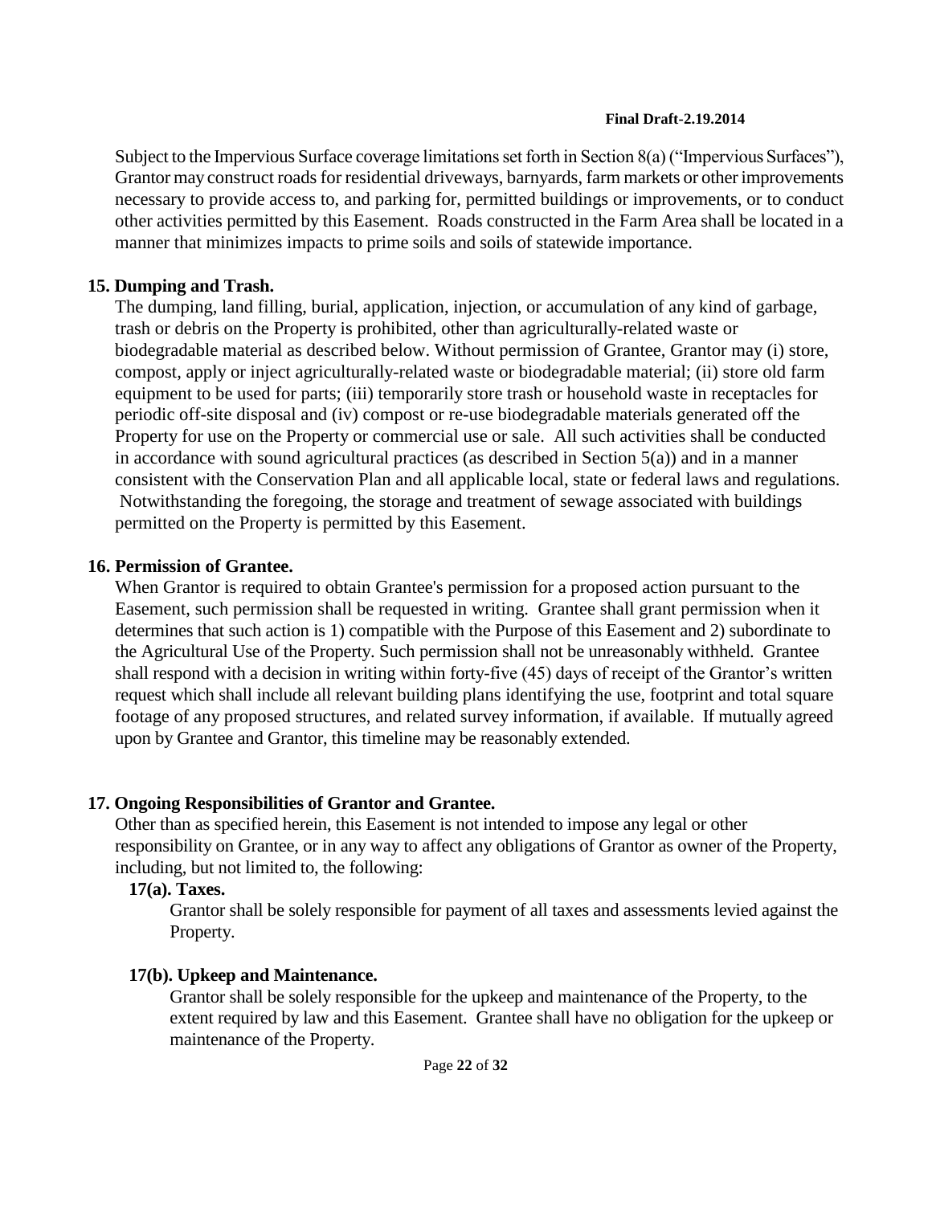Subject to the Impervious Surface coverage limitations set forth in Section 8(a) ("Impervious Surfaces"), Grantor may construct roads for residential driveways, barnyards, farm markets or other improvements necessary to provide access to, and parking for, permitted buildings or improvements, or to conduct other activities permitted by this Easement. Roads constructed in the Farm Area shall be located in a manner that minimizes impacts to prime soils and soils of statewide importance.

**15. Dumping and Trash.**

The dumping, land filling, burial, application, injection, or accumulation of any kind of garbage, trash or debris on the Property is prohibited, other than agriculturally-related waste or biodegradable material as described below. Without permission of Grantee, Grantor may (i) store, compost, apply or inject agriculturally-related waste or biodegradable material; (ii) store old farm equipment to be used for parts; (iii) temporarily store trash or household waste in receptacles for periodic off-site disposal and (iv) compost or re-use biodegradable materials generated off the Property for use on the Property or commercial use or sale. All such activities shall be conducted in accordance with sound agricultural practices (as described in Section 5(a)) and in a manner consistent with the Conservation Plan and all applicable local, state or federal laws and regulations. Notwithstanding the foregoing, the storage and treatment of sewage associated with buildings permitted on the Property is permitted by this Easement.

**16. Permission of Grantee.**

When Grantor is required to obtain Grantee's permission for a proposed action pursuant to the Easement, such permission shall be requested in writing. Grantee shall grant permission when it determines that such action is 1) compatible with the Purpose of this Easement and 2) subordinate to the Agricultural Use of the Property. Such permission shall not be unreasonably withheld. Grantee shall respond with a decision in writing within forty-five (45) days of receipt of the Grantor's written request which shall include all relevant building plans identifying the use, footprint and total square footage of any proposed structures, and related survey information, if available. If mutually agreed upon by Grantee and Grantor, this timeline may be reasonably extended.

**17. Ongoing Responsibilities of Grantor and Grantee.**

Other than as specified herein, this Easement is not intended to impose any legal or other responsibility on Grantee, or in any way to affect any obligations of Grantor as owner of the Property, including, but not limited to, the following:

**17(a). Taxes.**

Grantor shall be solely responsible for payment of all taxes and assessments levied against the Property.

**17(b). Upkeep and Maintenance.**

Grantor shall be solely responsible for the upkeep and maintenance of the Property, to the extent required by law and this Easement. Grantee shall have no obligation for the upkeep or maintenance of the Property.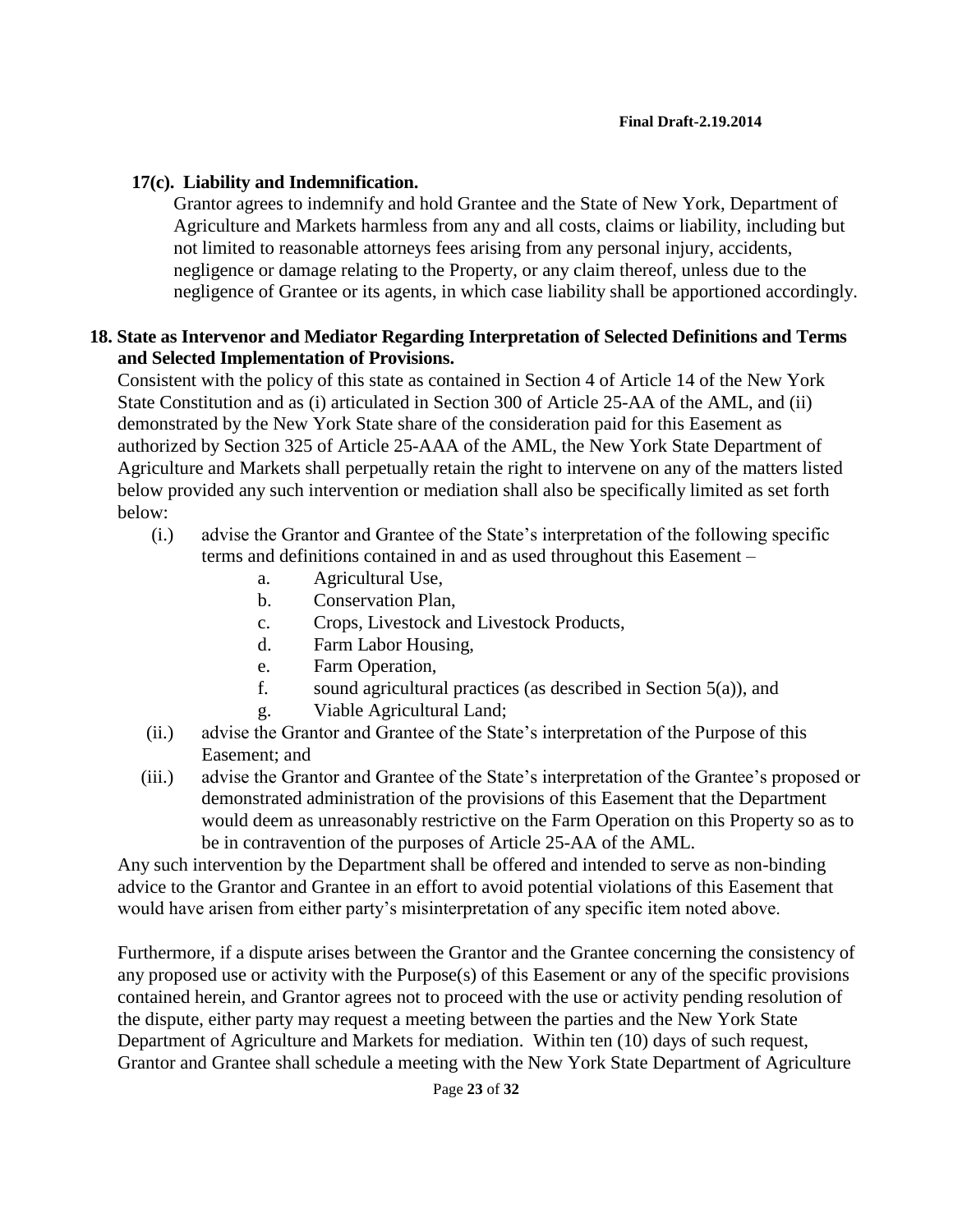### 17(c). Liability and Indemnification.

Grantor agrees to indemnify and hold Grantee and the State of New York, Department of Agriculture and Markets harmless from any and all costs, claims or liability, including but not limited to reasonable attorneys fees arising from any personal injury, accidents, negligence or damage relating to the Property, or any claim thereof, unless due to the negligence of Grantee or its agents, in which case liability shall be apportioned accordingly.

## 18. State as Intervenor and Mediator Regarding Interpretation of Selected Definitions and Terms and Selected Implementation of Provisions.

Consistent with the policy of this state as contained in Section 4 of Article 14 of the New York State Constitution and as (i) articulated in Section 300 of Article 25-AA of the AML, and (ii) demonstrated by the New York State share of the consideration paid for this Easement as authorized by Section 325 of Article 25-AAA of the AML, the New York State Department of Agriculture and Markets shall perpetually retain the right to intervene on any of the matters listed below provided any such intervention or mediation shall also be specifically limited as set forth below:

(i.) advise the Grantor and Grantee of the State's interpretation of the following specific terms and definitions contained in and as used throughout this Easement –

- a. Agricultural Use,
- b. Conservation Plan,
- c. Crops, Livestock and Livestock Products,
- d. Farm Labor Housing,
- e. Farm Operation,
- f. sound agricultural practices (as described in Section 5(a)), and
- g. Viable Agricultural Land;

(ii.) advise the Grantor and Grantee of the State's interpretation of the Purpose of this Easement; and

(iii.) advise the Grantor and Grantee of the State's interpretation of the Grantee's proposed or demonstrated administration of the provisions of this Easement that the Department would deem as unreasonably restrictive on the Farm Operation on this Property so as to be in contravention of the purposes of Article 25-AA of the AML.

Any such intervention by the Department shall be offered and intended to serve as non-binding advice to the Grantor and Grantee in an effort to avoid potential violations of this Easement that would have arisen from either party's misinterpretation of any specific item noted above.

Furthermore, if a dispute arises between the Grantor and the Grantee concerning the consistency of any proposed use or activity with the Purpose(s) of this Easement or any of the specific provisions contained herein, and Grantor agrees not to proceed with the use or activity pending resolution of the dispute, either party may request a meeting between the parties and the New York State Department of Agriculture and Markets for mediation. Within ten (10) days of such request, Grantor and Grantee shall schedule a meeting with the New York State Department of Agriculture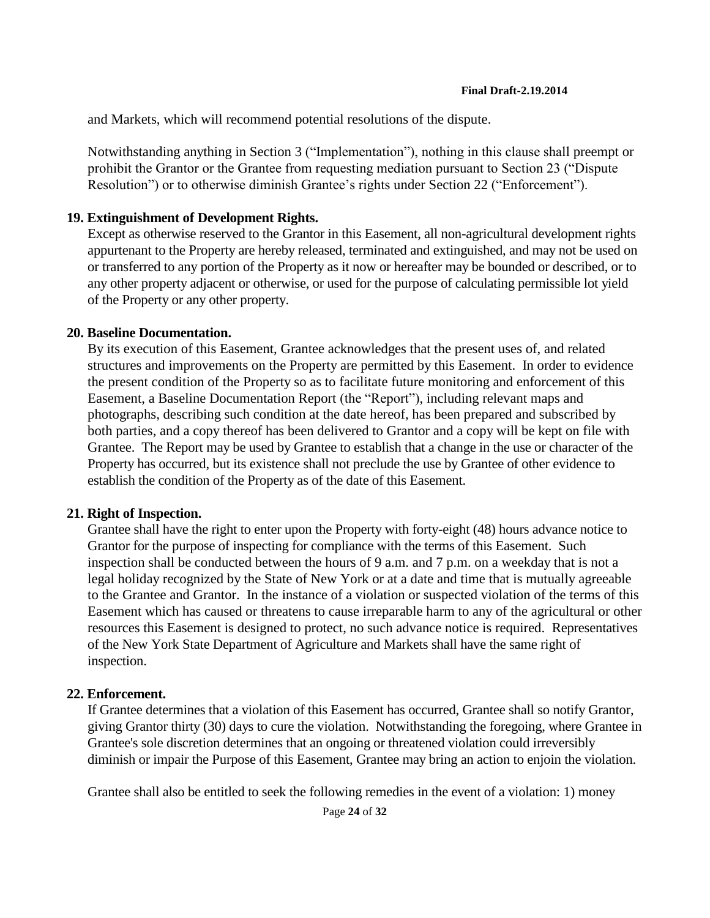and Markets, which will recommend potential resolutions of the dispute.

Notwithstanding anything in Section 3 ("Implementation"), nothing in this clause shall preempt or prohibit the Grantor or the Grantee from requesting mediation pursuant to Section 23 ("Dispute Resolution") or to otherwise diminish Grantee's rights under Section 22 ("Enforcement").

## 19. Extinguishment of Development Rights.

Except as otherwise reserved to the Grantor in this Easement, all non-agricultural development rights appurtenant to the Property are hereby released, terminated and extinguished, and may not be used on or transferred to any portion of the Property as it now or hereafter may be bounded or described, or to any other property adjacent or otherwise, or used for the purpose of calculating permissible lot yield of the Property or any other property.

## 20. Baseline Documentation.

By its execution of this Easement, Grantee acknowledges that the present uses of, and related structures and improvements on the Property are permitted by this Easement. In order to evidence the present condition of the Property so as to facilitate future monitoring and enforcement of this Easement, a Baseline Documentation Report (the "Report"), including relevant maps and photographs, describing such condition at the date hereof, has been prepared and subscribed by both parties, and a copy thereof has been delivered to Grantor and a copy will be kept on file with Grantee. The Report may be used by Grantee to establish that a change in the use or character of the Property has occurred, but its existence shall not preclude the use by Grantee of other evidence to establish the condition of the Property as of the date of this Easement.

## 21. Right of Inspection.

Grantee shall have the right to enter upon the Property with forty-eight (48) hours advance notice to Grantor for the purpose of inspecting for compliance with the terms of this Easement. Such inspection shall be conducted between the hours of 9 a.m. and 7 p.m. on a weekday that is not a legal holiday recognized by the State of New York or at a date and time that is mutually agreeable to the Grantee and Grantor. In the instance of a violation or suspected violation of the terms of this Easement which has caused or threatens to cause irreparable harm to any of the agricultural or other resources this Easement is designed to protect, no such advance notice is required. Representatives of the New York State Department of Agriculture and Markets shall have the same right of inspection.

## 22. Enforcement.

If Grantee determines that a violation of this Easement has occurred, Grantee shall so notify Grantor, giving Grantor thirty (30) days to cure the violation. Notwithstanding the foregoing, where Grantee in Grantee's sole discretion determines that an ongoing or threatened violation could irreversibly diminish or impair the Purpose of this Easement, Grantee may bring an action to enjoin the violation.

Grantee shall also be entitled to seek the following remedies in the event of a violation: 1) money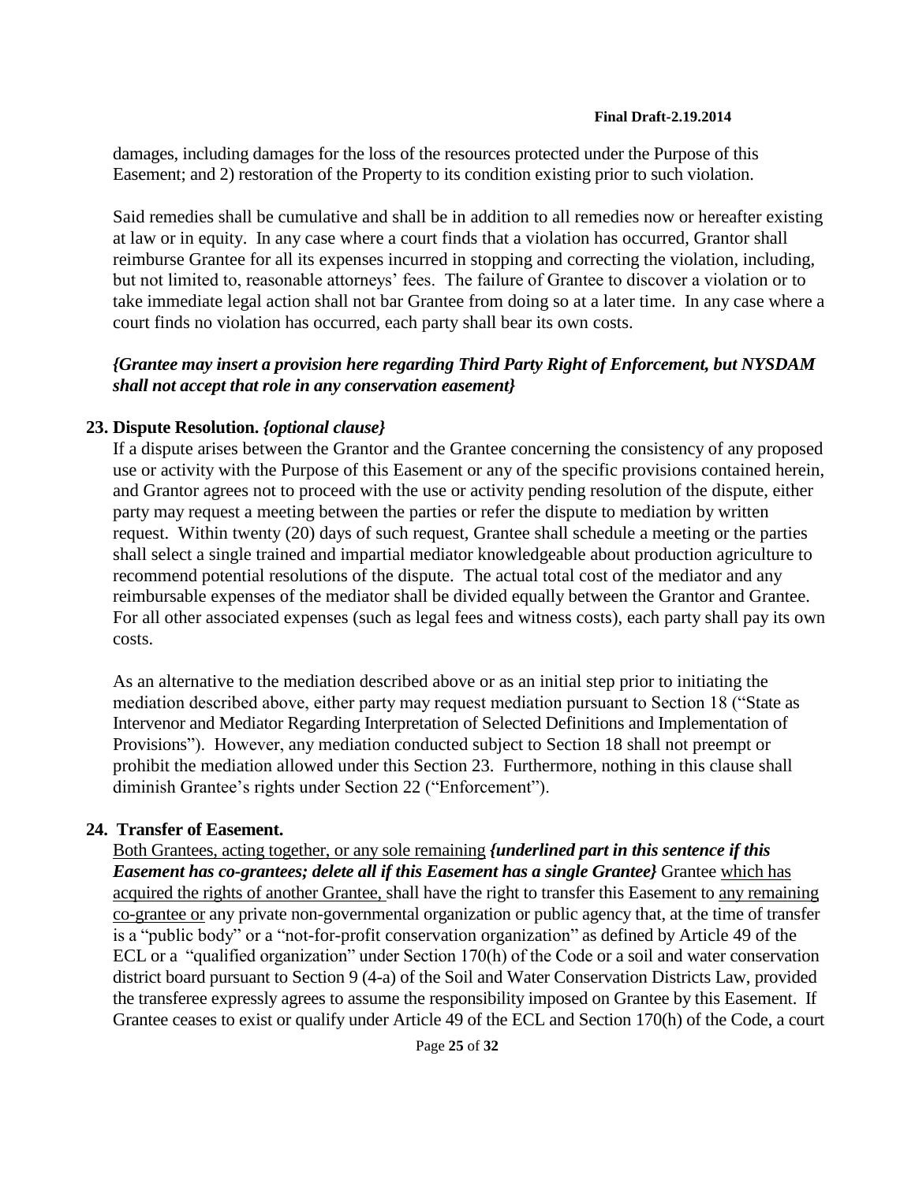damages, including damages for the loss of the resources protected under the Purpose of this Easement; and 2) restoration of the Property to its condition existing prior to such violation.

Said remedies shall be cumulative and shall be in addition to all remedies now or hereafter existing at law or in equity. In any case where a court finds that a violation has occurred, Grantor shall reimburse Grantee for all its expenses incurred in stopping and correcting the violation, including, but not limited to, reasonable attorneys' fees. The failure of Grantee to discover a violation or to take immediate legal action shall not bar Grantee from doing so at a later time. In any case where a court finds no violation has occurred, each party shall bear its own costs.

***{Grantee may insert a provision here regarding Third Party Right of Enforcement, but NYSDAM shall not accept that role in any conservation easement}***

**23. Dispute Resolution.** *{optional clause}*

If a dispute arises between the Grantor and the Grantee concerning the consistency of any proposed use or activity with the Purpose of this Easement or any of the specific provisions contained herein, and Grantor agrees not to proceed with the use or activity pending resolution of the dispute, either party may request a meeting between the parties or refer the dispute to mediation by written request. Within twenty (20) days of such request, Grantee shall schedule a meeting or the parties shall select a single trained and impartial mediator knowledgeable about production agriculture to recommend potential resolutions of the dispute. The actual total cost of the mediator and any reimbursable expenses of the mediator shall be divided equally between the Grantor and Grantee. For all other associated expenses (such as legal fees and witness costs), each party shall pay its own costs.

As an alternative to the mediation described above or as an initial step prior to initiating the mediation described above, either party may request mediation pursuant to Section 18 ("State as Intervenor and Mediator Regarding Interpretation of Selected Definitions and Implementation of Provisions"). However, any mediation conducted subject to Section 18 shall not preempt or prohibit the mediation allowed under this Section 23. Furthermore, nothing in this clause shall diminish Grantee's rights under Section 22 ("Enforcement").

**24. Transfer of Easement.**

<u>Both Grantees, acting together, or any sole remaining</u> ***{underlined part in this sentence if this Easement has co-grantees; delete all if this Easement has a single Grantee}*** Grantee <u>which has acquired the rights of another Grantee,</u> shall have the right to transfer this Easement to <u>any remaining co-grantee or</u> any private non-governmental organization or public agency that, at the time of transfer is a "public body" or a "not-for-profit conservation organization" as defined by Article 49 of the ECL or a "qualified organization" under Section 170(h) of the Code or a soil and water conservation district board pursuant to Section 9 (4-a) of the Soil and Water Conservation Districts Law, provided the transferee expressly agrees to assume the responsibility imposed on Grantee by this Easement. If Grantee ceases to exist or qualify under Article 49 of the ECL and Section 170(h) of the Code, a court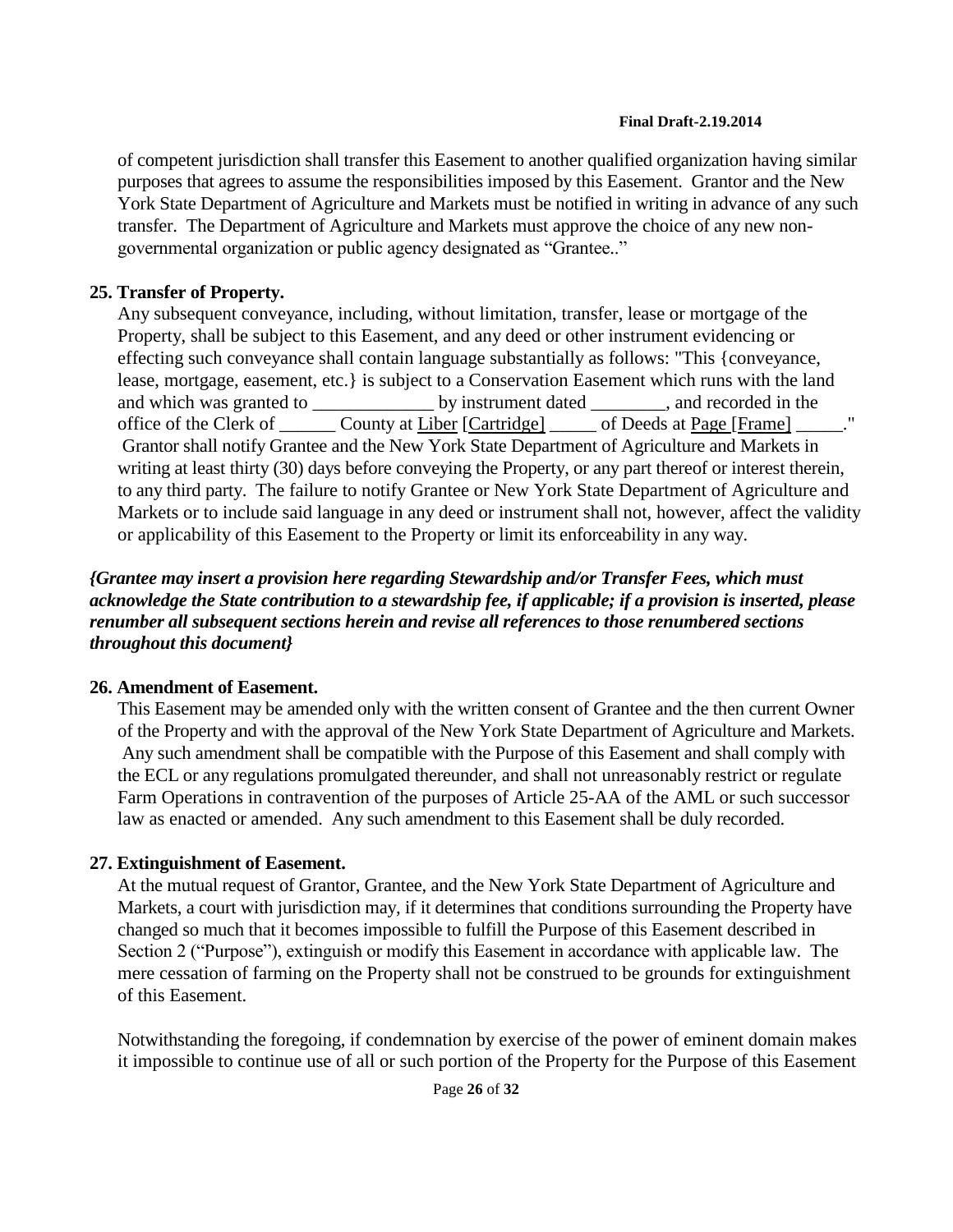of competent jurisdiction shall transfer this Easement to another qualified organization having similar purposes that agrees to assume the responsibilities imposed by this Easement. Grantor and the New York State Department of Agriculture and Markets must be notified in writing in advance of any such transfer. The Department of Agriculture and Markets must approve the choice of any new non-governmental organization or public agency designated as "Grantee.."

**25. Transfer of Property.**

Any subsequent conveyance, including, without limitation, transfer, lease or mortgage of the Property, shall be subject to this Easement, and any deed or other instrument evidencing or effecting such conveyance shall contain language substantially as follows: "This {conveyance, lease, mortgage, easement, etc.} is subject to a Conservation Easement which runs with the land and which was granted to _____________ by instrument dated ________, and recorded in the office of the Clerk of ______ County at Liber [Cartridge] _____ of Deeds at Page [Frame] _____." Grantor shall notify Grantee and the New York State Department of Agriculture and Markets in writing at least thirty (30) days before conveying the Property, or any part thereof or interest therein, to any third party. The failure to notify Grantee or New York State Department of Agriculture and Markets or to include said language in any deed or instrument shall not, however, affect the validity or applicability of this Easement to the Property or limit its enforceability in any way.

***{Grantee may insert a provision here regarding Stewardship and/or Transfer Fees, which must acknowledge the State contribution to a stewardship fee, if applicable; if a provision is inserted, please renumber all subsequent sections herein and revise all references to those renumbered sections throughout this document}***

**26. Amendment of Easement.**

This Easement may be amended only with the written consent of Grantee and the then current Owner of the Property and with the approval of the New York State Department of Agriculture and Markets. Any such amendment shall be compatible with the Purpose of this Easement and shall comply with the ECL or any regulations promulgated thereunder, and shall not unreasonably restrict or regulate Farm Operations in contravention of the purposes of Article 25-AA of the AML or such successor law as enacted or amended. Any such amendment to this Easement shall be duly recorded.

**27. Extinguishment of Easement.**

At the mutual request of Grantor, Grantee, and the New York State Department of Agriculture and Markets, a court with jurisdiction may, if it determines that conditions surrounding the Property have changed so much that it becomes impossible to fulfill the Purpose of this Easement described in Section 2 ("Purpose"), extinguish or modify this Easement in accordance with applicable law. The mere cessation of farming on the Property shall not be construed to be grounds for extinguishment of this Easement.

Notwithstanding the foregoing, if condemnation by exercise of the power of eminent domain makes it impossible to continue use of all or such portion of the Property for the Purpose of this Easement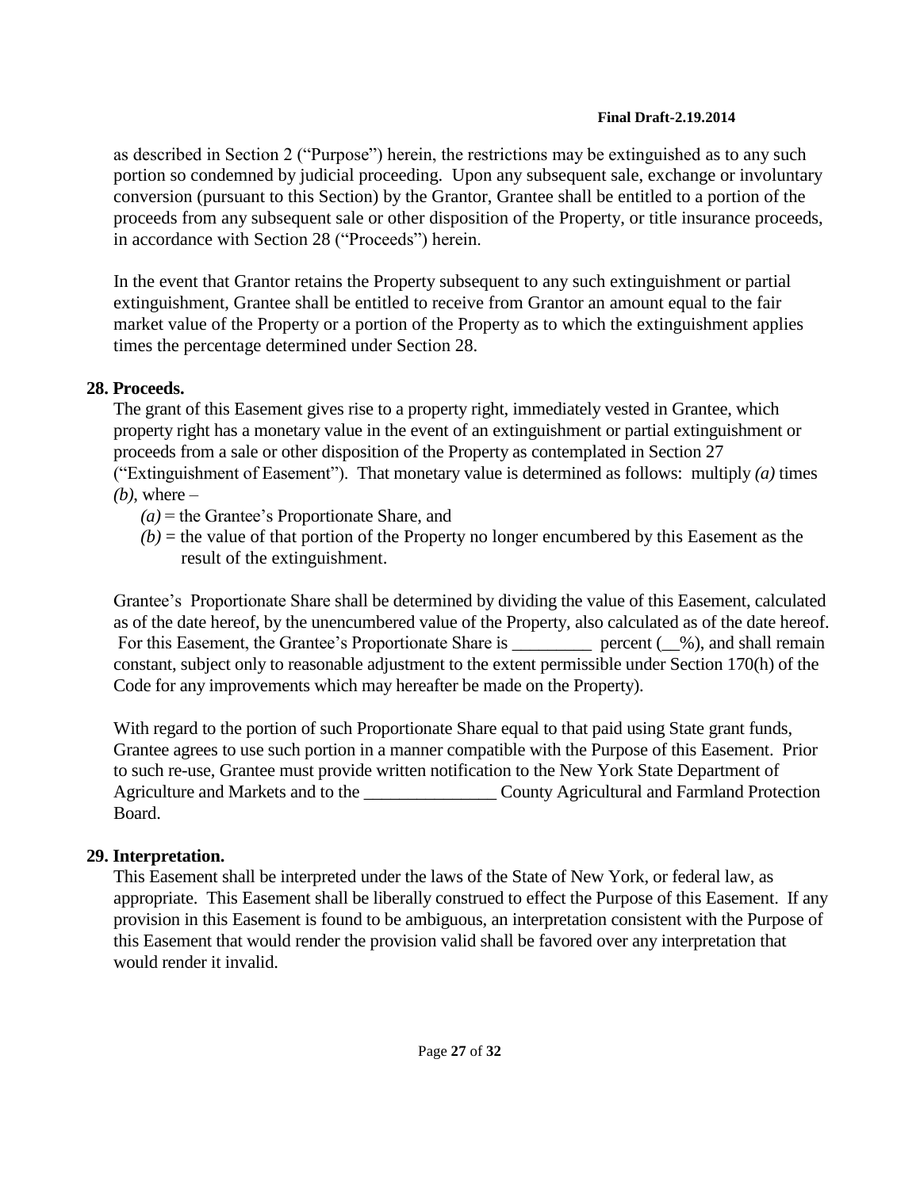as described in Section 2 ("Purpose") herein, the restrictions may be extinguished as to any such portion so condemned by judicial proceeding. Upon any subsequent sale, exchange or involuntary conversion (pursuant to this Section) by the Grantor, Grantee shall be entitled to a portion of the proceeds from any subsequent sale or other disposition of the Property, or title insurance proceeds, in accordance with Section 28 ("Proceeds") herein.

In the event that Grantor retains the Property subsequent to any such extinguishment or partial extinguishment, Grantee shall be entitled to receive from Grantor an amount equal to the fair market value of the Property or a portion of the Property as to which the extinguishment applies times the percentage determined under Section 28.

## 28. Proceeds.

The grant of this Easement gives rise to a property right, immediately vested in Grantee, which property right has a monetary value in the event of an extinguishment or partial extinguishment or proceeds from a sale or other disposition of the Property as contemplated in Section 27 ("Extinguishment of Easement"). That monetary value is determined as follows: multiply *(a)* times *(b)*, where –

*(a)* = the Grantee's Proportionate Share, and
*(b)* = the value of that portion of the Property no longer encumbered by this Easement as the result of the extinguishment.

Grantee's Proportionate Share shall be determined by dividing the value of this Easement, calculated as of the date hereof, by the unencumbered value of the Property, also calculated as of the date hereof. For this Easement, the Grantee's Proportionate Share is _________ percent (__%), and shall remain constant, subject only to reasonable adjustment to the extent permissible under Section 170(h) of the Code for any improvements which may hereafter be made on the Property).

With regard to the portion of such Proportionate Share equal to that paid using State grant funds, Grantee agrees to use such portion in a manner compatible with the Purpose of this Easement. Prior to such re-use, Grantee must provide written notification to the New York State Department of Agriculture and Markets and to the _______________ County Agricultural and Farmland Protection Board.

## 29. Interpretation.

This Easement shall be interpreted under the laws of the State of New York, or federal law, as appropriate. This Easement shall be liberally construed to effect the Purpose of this Easement. If any provision in this Easement is found to be ambiguous, an interpretation consistent with the Purpose of this Easement that would render the provision valid shall be favored over any interpretation that would render it invalid.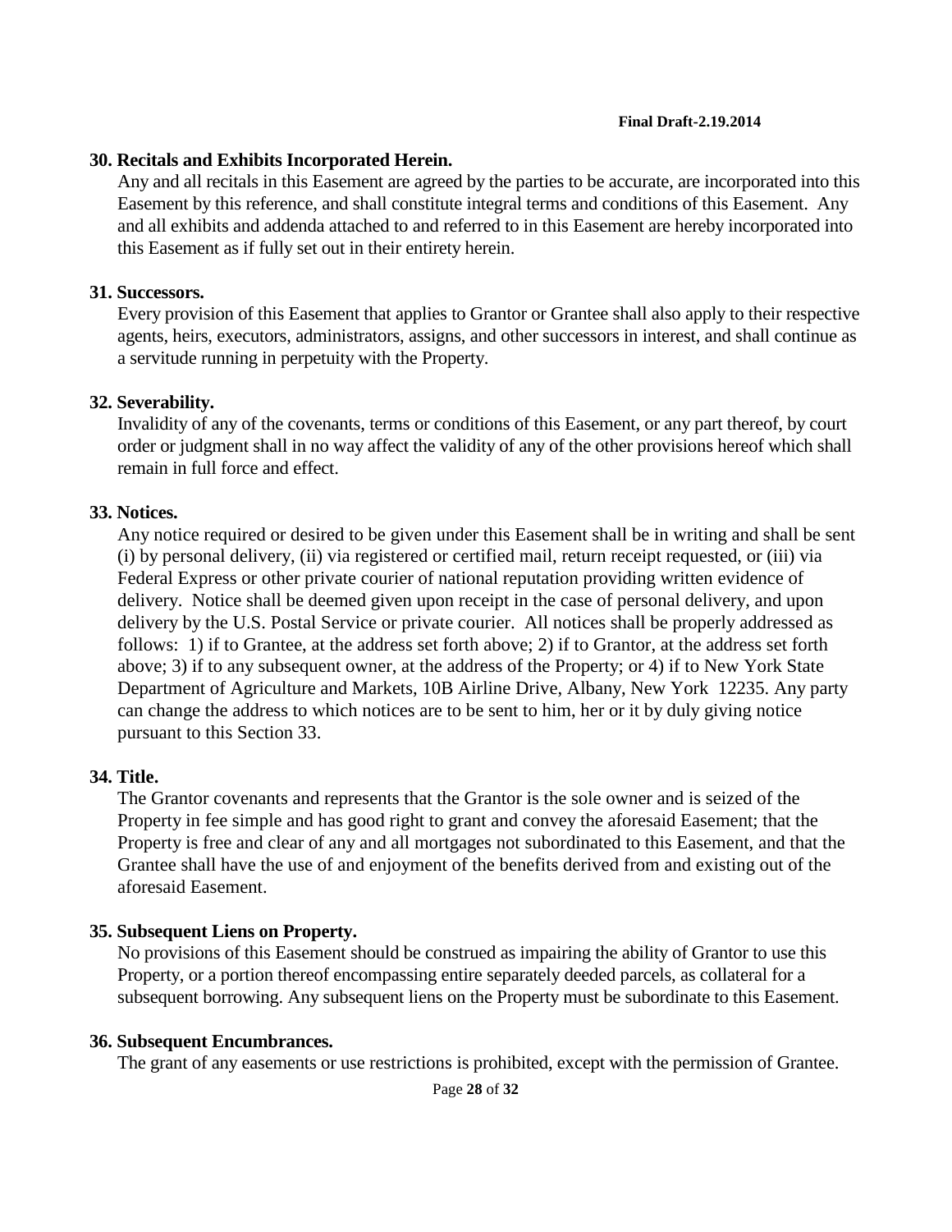**30. Recitals and Exhibits Incorporated Herein.**

Any and all recitals in this Easement are agreed by the parties to be accurate, are incorporated into this Easement by this reference, and shall constitute integral terms and conditions of this Easement. Any and all exhibits and addenda attached to and referred to in this Easement are hereby incorporated into this Easement as if fully set out in their entirety herein.

**31. Successors.**

Every provision of this Easement that applies to Grantor or Grantee shall also apply to their respective agents, heirs, executors, administrators, assigns, and other successors in interest, and shall continue as a servitude running in perpetuity with the Property.

**32. Severability.**

Invalidity of any of the covenants, terms or conditions of this Easement, or any part thereof, by court order or judgment shall in no way affect the validity of any of the other provisions hereof which shall remain in full force and effect.

**33. Notices.**

Any notice required or desired to be given under this Easement shall be in writing and shall be sent (i) by personal delivery, (ii) via registered or certified mail, return receipt requested, or (iii) via Federal Express or other private courier of national reputation providing written evidence of delivery. Notice shall be deemed given upon receipt in the case of personal delivery, and upon delivery by the U.S. Postal Service or private courier. All notices shall be properly addressed as follows: 1) if to Grantee, at the address set forth above; 2) if to Grantor, at the address set forth above; 3) if to any subsequent owner, at the address of the Property; or 4) if to New York State Department of Agriculture and Markets, 10B Airline Drive, Albany, New York 12235. Any party can change the address to which notices are to be sent to him, her or it by duly giving notice pursuant to this Section 33.

**34. Title.**

The Grantor covenants and represents that the Grantor is the sole owner and is seized of the Property in fee simple and has good right to grant and convey the aforesaid Easement; that the Property is free and clear of any and all mortgages not subordinated to this Easement, and that the Grantee shall have the use of and enjoyment of the benefits derived from and existing out of the aforesaid Easement.

**35. Subsequent Liens on Property.**

No provisions of this Easement should be construed as impairing the ability of Grantor to use this Property, or a portion thereof encompassing entire separately deeded parcels, as collateral for a subsequent borrowing. Any subsequent liens on the Property must be subordinate to this Easement.

**36. Subsequent Encumbrances.**

The grant of any easements or use restrictions is prohibited, except with the permission of Grantee.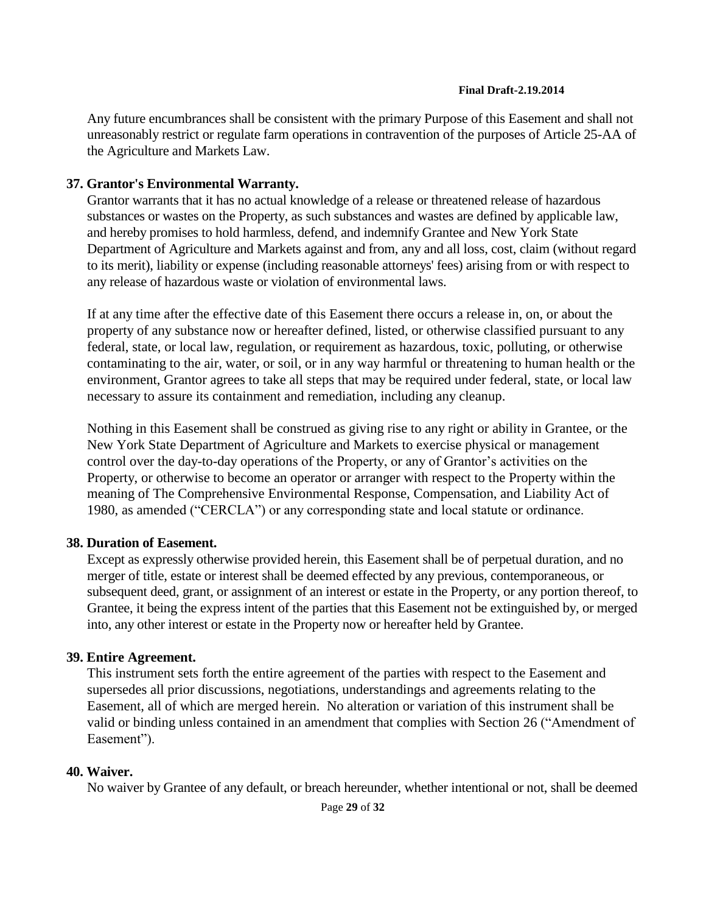Any future encumbrances shall be consistent with the primary Purpose of this Easement and shall not unreasonably restrict or regulate farm operations in contravention of the purposes of Article 25-AA of the Agriculture and Markets Law.

**37. Grantor's Environmental Warranty.**

Grantor warrants that it has no actual knowledge of a release or threatened release of hazardous substances or wastes on the Property, as such substances and wastes are defined by applicable law, and hereby promises to hold harmless, defend, and indemnify Grantee and New York State Department of Agriculture and Markets against and from, any and all loss, cost, claim (without regard to its merit), liability or expense (including reasonable attorneys' fees) arising from or with respect to any release of hazardous waste or violation of environmental laws.

If at any time after the effective date of this Easement there occurs a release in, on, or about the property of any substance now or hereafter defined, listed, or otherwise classified pursuant to any federal, state, or local law, regulation, or requirement as hazardous, toxic, polluting, or otherwise contaminating to the air, water, or soil, or in any way harmful or threatening to human health or the environment, Grantor agrees to take all steps that may be required under federal, state, or local law necessary to assure its containment and remediation, including any cleanup.

Nothing in this Easement shall be construed as giving rise to any right or ability in Grantee, or the New York State Department of Agriculture and Markets to exercise physical or management control over the day-to-day operations of the Property, or any of Grantor's activities on the Property, or otherwise to become an operator or arranger with respect to the Property within the meaning of The Comprehensive Environmental Response, Compensation, and Liability Act of 1980, as amended ("CERCLA") or any corresponding state and local statute or ordinance.

**38. Duration of Easement.**

Except as expressly otherwise provided herein, this Easement shall be of perpetual duration, and no merger of title, estate or interest shall be deemed effected by any previous, contemporaneous, or subsequent deed, grant, or assignment of an interest or estate in the Property, or any portion thereof, to Grantee, it being the express intent of the parties that this Easement not be extinguished by, or merged into, any other interest or estate in the Property now or hereafter held by Grantee.

**39. Entire Agreement.**

This instrument sets forth the entire agreement of the parties with respect to the Easement and supersedes all prior discussions, negotiations, understandings and agreements relating to the Easement, all of which are merged herein. No alteration or variation of this instrument shall be valid or binding unless contained in an amendment that complies with Section 26 ("Amendment of Easement").

**40. Waiver.**

No waiver by Grantee of any default, or breach hereunder, whether intentional or not, shall be deemed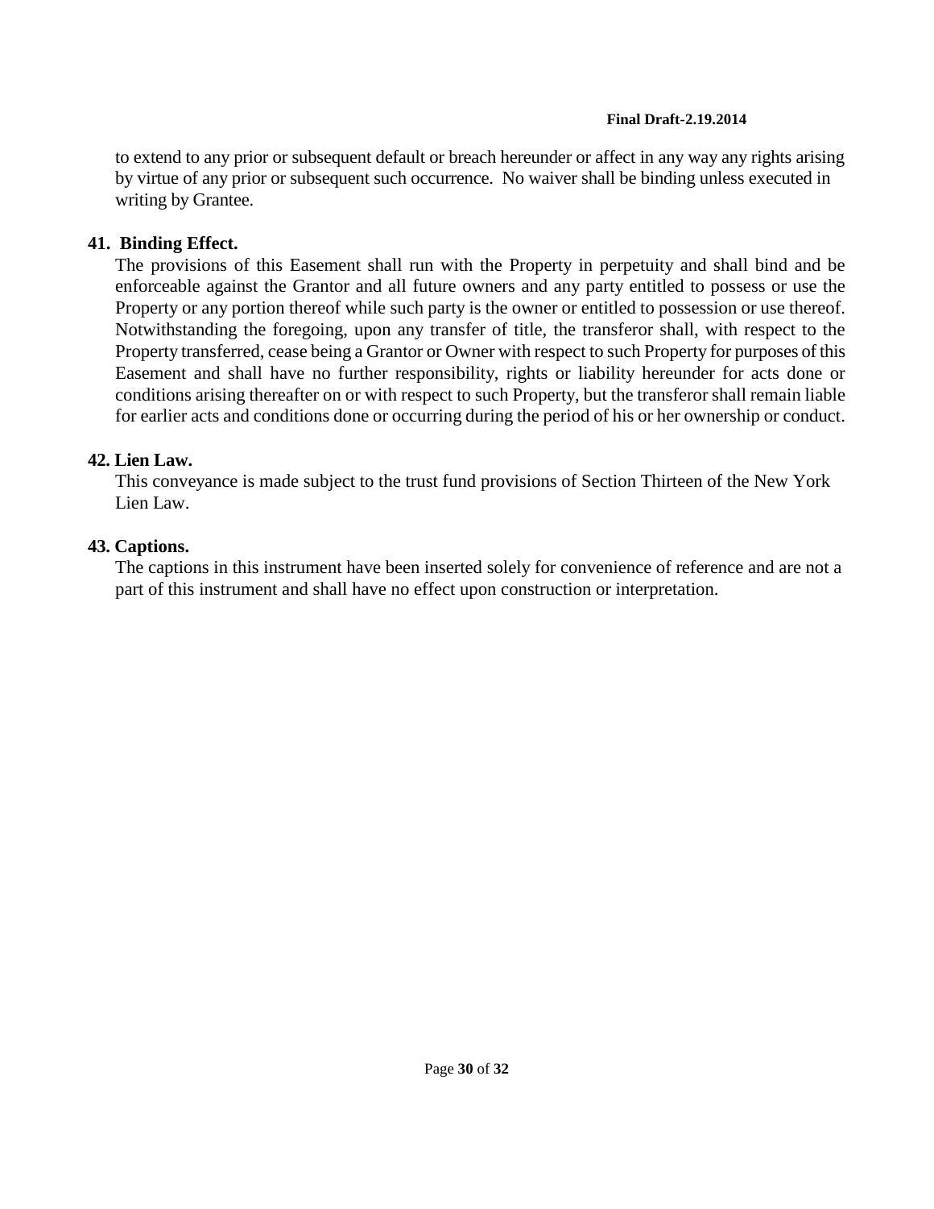to extend to any prior or subsequent default or breach hereunder or affect in any way any rights arising by virtue of any prior or subsequent such occurrence. No waiver shall be binding unless executed in writing by Grantee.

**41. Binding Effect.**

The provisions of this Easement shall run with the Property in perpetuity and shall bind and be enforceable against the Grantor and all future owners and any party entitled to possess or use the Property or any portion thereof while such party is the owner or entitled to possession or use thereof. Notwithstanding the foregoing, upon any transfer of title, the transferor shall, with respect to the Property transferred, cease being a Grantor or Owner with respect to such Property for purposes of this Easement and shall have no further responsibility, rights or liability hereunder for acts done or conditions arising thereafter on or with respect to such Property, but the transferor shall remain liable for earlier acts and conditions done or occurring during the period of his or her ownership or conduct.

**42. Lien Law.**

This conveyance is made subject to the trust fund provisions of Section Thirteen of the New York Lien Law.

**43. Captions.**

The captions in this instrument have been inserted solely for convenience of reference and are not a part of this instrument and shall have no effect upon construction or interpretation.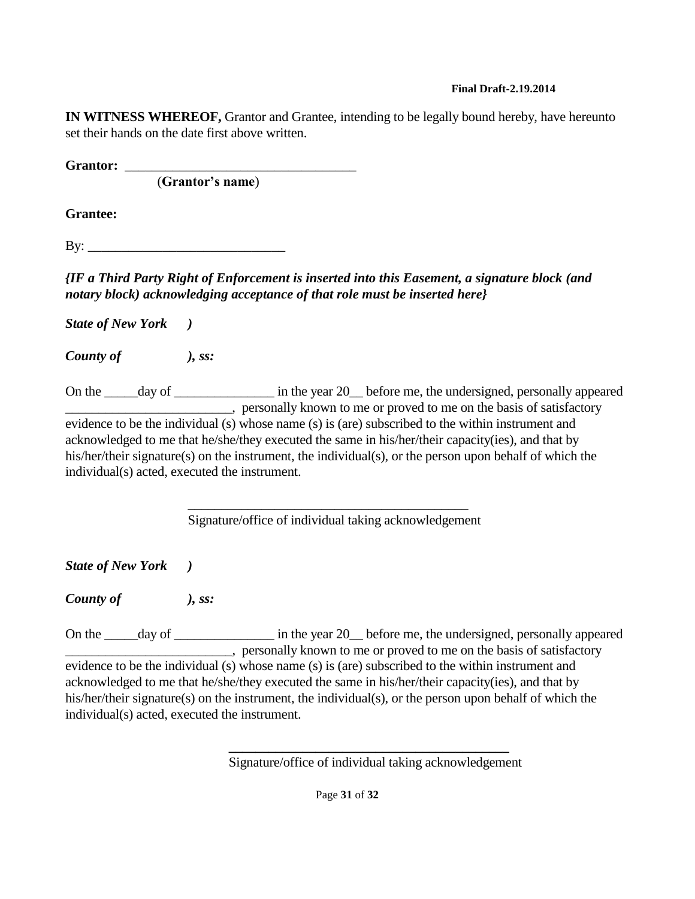**Final Draft-2.19.2014**

**IN WITNESS WHEREOF,** Grantor and Grantee, intending to be legally bound hereby, have hereunto set their hands on the date first above written.

**Grantor:** ___________________________________
(**Grantor's name**)

**Grantee:**

By: _____________________________

***{IF a Third Party Right of Enforcement is inserted into this Easement, a signature block (and notary block) acknowledging acceptance of that role must be inserted here}***

***State of New York )***

***County of ), ss:***

On the _____day of _______________ in the year 20__ before me, the undersigned, personally appeared _________________________, personally known to me or proved to me on the basis of satisfactory evidence to be the individual (s) whose name (s) is (are) subscribed to the within instrument and acknowledged to me that he/she/they executed the same in his/her/their capacity(ies), and that by his/her/their signature(s) on the instrument, the individual(s), or the person upon behalf of which the individual(s) acted, executed the instrument.

__________________________________________
Signature/office of individual taking acknowledgement

***State of New York )***

***County of ), ss:***

On the _____day of _______________ in the year 20__ before me, the undersigned, personally appeared _________________________, personally known to me or proved to me on the basis of satisfactory evidence to be the individual (s) whose name (s) is (are) subscribed to the within instrument and acknowledged to me that he/she/they executed the same in his/her/their capacity(ies), and that by his/her/their signature(s) on the instrument, the individual(s), or the person upon behalf of which the individual(s) acted, executed the instrument.

__________________________________________
Signature/office of individual taking acknowledgement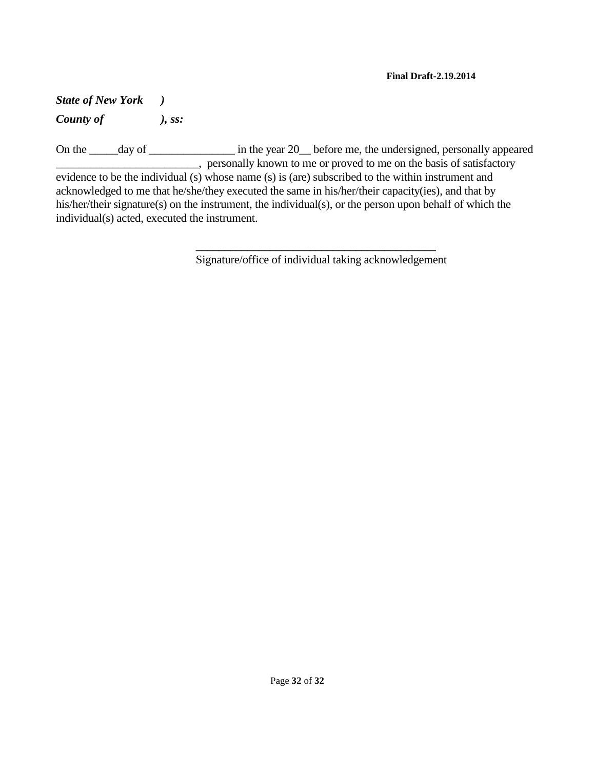**Final Draft-2.19.2014**

***State of New York )***

***County of ), ss:***

On the _____day of _______________ in the year 20__ before me, the undersigned, personally appeared _________________________, personally known to me or proved to me on the basis of satisfactory evidence to be the individual (s) whose name (s) is (are) subscribed to the within instrument and acknowledged to me that he/she/they executed the same in his/her/their capacity(ies), and that by his/her/their signature(s) on the instrument, the individual(s), or the person upon behalf of which the individual(s) acted, executed the instrument.

__________________________________________
Signature/office of individual taking acknowledgement